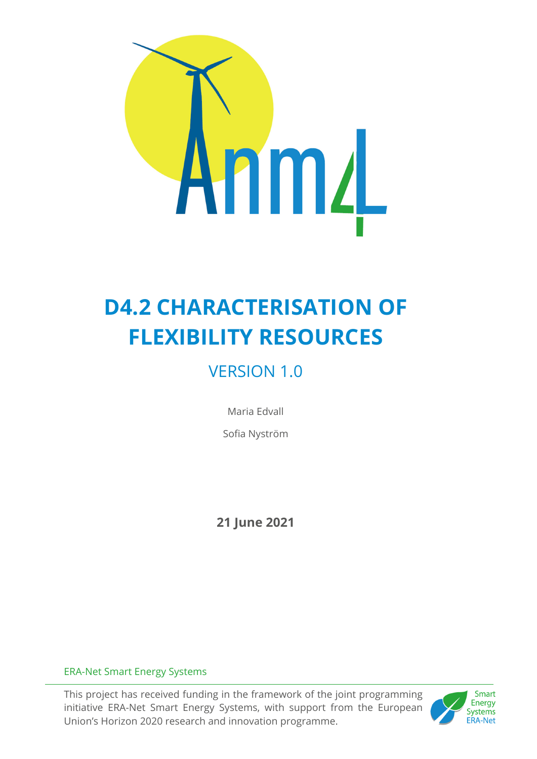# D4.2 CHARACTERISATION OF FLEXIBILITY RESOURCES

## VERSION 1.0

Maria Edvall

Sofia Nyström

**21 June 2021**

ERA-Net Smart Energy Systems

This project has received funding in the framework of the joint programming initiative ERA-Net Smart Energy Systems, with support from the European Union's Horizon 2020 research and innovation programme.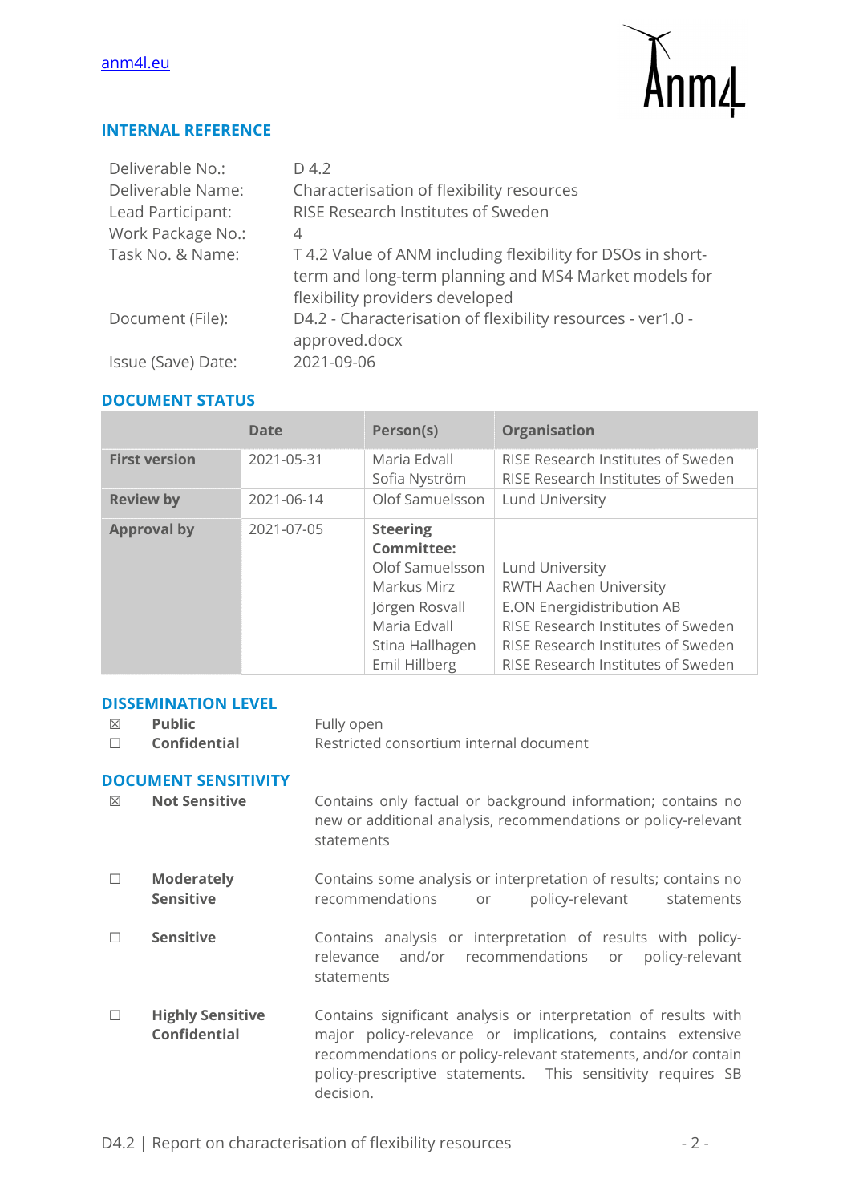anm4l.eu

## INTERNAL REFERENCE

| | |
|---|---|
| Deliverable No.: | D 4.2 |
| Deliverable Name: | Characterisation of flexibility resources |
| Lead Participant: | RISE Research Institutes of Sweden |
| Work Package No.: | 4 |
| Task No. & Name: | T 4.2 Value of ANM including flexibility for DSOs in short-term and long-term planning and MS4 Market models for flexibility providers developed |
| Document (File): | D4.2 - Characterisation of flexibility resources - ver1.0 - approved.docx |
| Issue (Save) Date: | 2021-09-06 |

## DOCUMENT STATUS

| | Date | Person(s) | Organisation |
|---|---|---|---|
| **First version** | 2021-05-31 | Maria Edvall<br>Sofia Nyström | RISE Research Institutes of Sweden<br>RISE Research Institutes of Sweden |
| **Review by** | 2021-06-14 | Olof Samuelsson | Lund University |
| **Approval by** | 2021-07-05 | **Steering Committee:**<br>Olof Samuelsson<br>Markus Mirz<br>Jörgen Rosvall<br>Maria Edvall<br>Stina Hallhagen<br>Emil Hillberg | <br>Lund University<br>RWTH Aachen University<br>E.ON Energidistribution AB<br>RISE Research Institutes of Sweden<br>RISE Research Institutes of Sweden<br>RISE Research Institutes of Sweden |

## DISSEMINATION LEVEL

| | | |
|---|---|---|
| ☒ | **Public** | Fully open |
| ☐ | **Confidential** | Restricted consortium internal document |

## DOCUMENT SENSITIVITY

| | | |
|---|---|---|
| ☒ | **Not Sensitive** | Contains only factual or background information; contains no new or additional analysis, recommendations or policy-relevant statements |
| ☐ | **Moderately Sensitive** | Contains some analysis or interpretation of results; contains no recommendations or policy-relevant statements |
| ☐ | **Sensitive** | Contains analysis or interpretation of results with policy-relevance and/or recommendations or policy-relevant statements |
| ☐ | **Highly Sensitive Confidential** | Contains significant analysis or interpretation of results with major policy-relevance or implications, contains extensive recommendations or policy-relevant statements, and/or contain policy-prescriptive statements. This sensitivity requires SB decision. |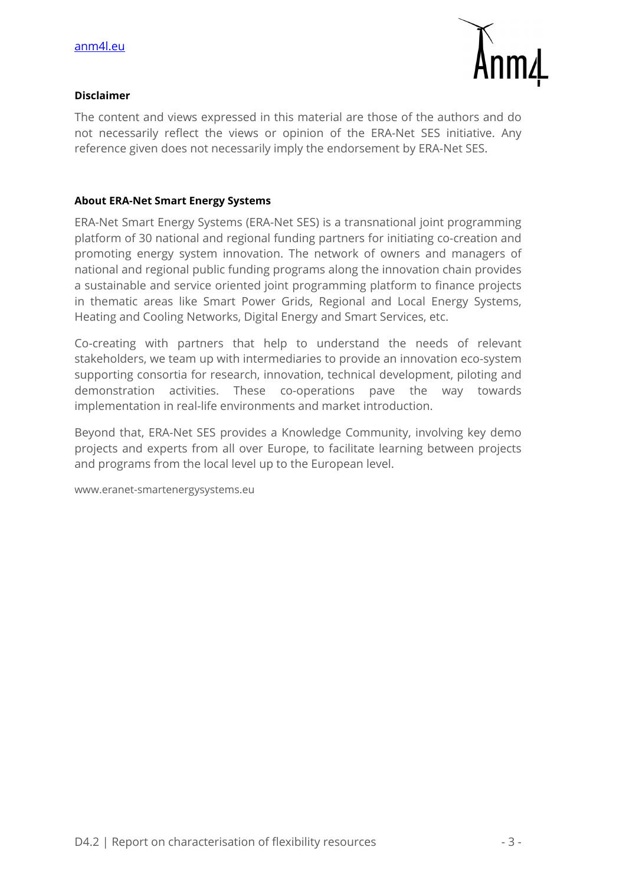**Disclaimer**

The content and views expressed in this material are those of the authors and do not necessarily reflect the views or opinion of the ERA-Net SES initiative. Any reference given does not necessarily imply the endorsement by ERA-Net SES.

**About ERA-Net Smart Energy Systems**

ERA-Net Smart Energy Systems (ERA-Net SES) is a transnational joint programming platform of 30 national and regional funding partners for initiating co-creation and promoting energy system innovation. The network of owners and managers of national and regional public funding programs along the innovation chain provides a sustainable and service oriented joint programming platform to finance projects in thematic areas like Smart Power Grids, Regional and Local Energy Systems, Heating and Cooling Networks, Digital Energy and Smart Services, etc.

Co-creating with partners that help to understand the needs of relevant stakeholders, we team up with intermediaries to provide an innovation eco-system supporting consortia for research, innovation, technical development, piloting and demonstration activities. These co-operations pave the way towards implementation in real-life environments and market introduction.

Beyond that, ERA-Net SES provides a Knowledge Community, involving key demo projects and experts from all over Europe, to facilitate learning between projects and programs from the local level up to the European level.

www.eranet-smartenergysystems.eu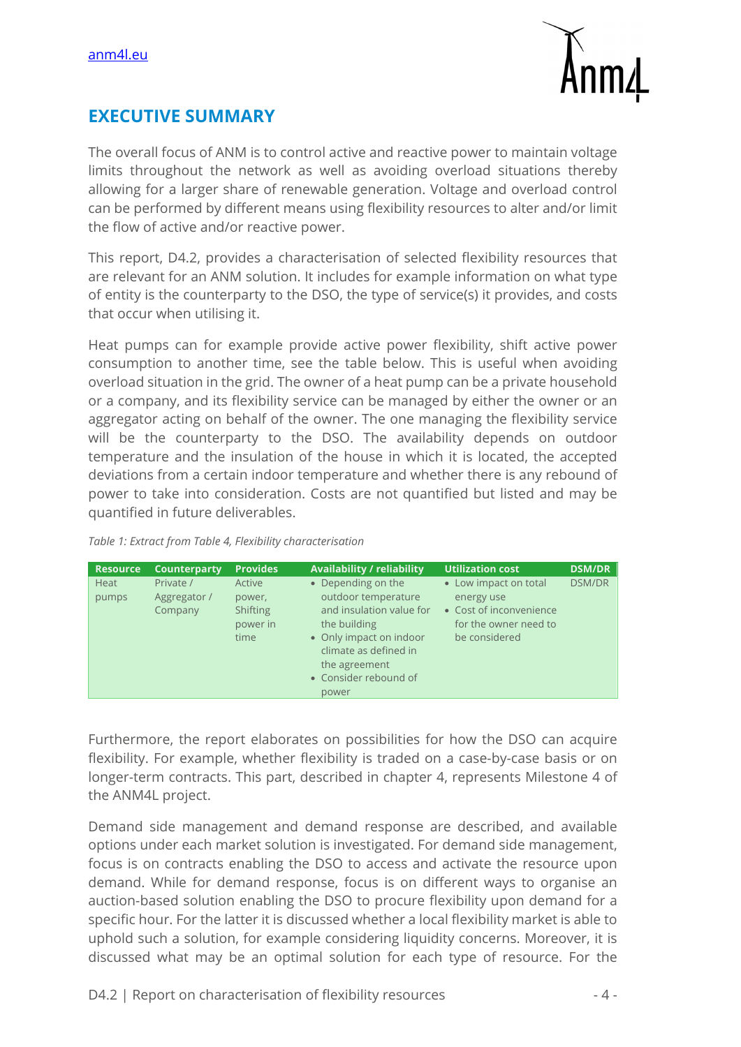## EXECUTIVE SUMMARY

The overall focus of ANM is to control active and reactive power to maintain voltage limits throughout the network as well as avoiding overload situations thereby allowing for a larger share of renewable generation. Voltage and overload control can be performed by different means using flexibility resources to alter and/or limit the flow of active and/or reactive power.

This report, D4.2, provides a characterisation of selected flexibility resources that are relevant for an ANM solution. It includes for example information on what type of entity is the counterparty to the DSO, the type of service(s) it provides, and costs that occur when utilising it.

Heat pumps can for example provide active power flexibility, shift active power consumption to another time, see the table below. This is useful when avoiding overload situation in the grid. The owner of a heat pump can be a private household or a company, and its flexibility service can be managed by either the owner or an aggregator acting on behalf of the owner. The one managing the flexibility service will be the counterparty to the DSO. The availability depends on outdoor temperature and the insulation of the house in which it is located, the accepted deviations from a certain indoor temperature and whether there is any rebound of power to take into consideration. Costs are not quantified but listed and may be quantified in future deliverables.

*Table 1: Extract from Table 4, Flexibility characterisation*

| Resource | Counterparty | Provides | Availability / reliability | Utilization cost | DSM/DR |
|---|---|---|---|---|---|
| Heat pumps | Private / Aggregator / Company | Active power, Shifting power in time | • Depending on the outdoor temperature and insulation value for the building<br>• Only impact on indoor climate as defined in the agreement<br>• Consider rebound of power | • Low impact on total energy use<br>• Cost of inconvenience for the owner need to be considered | DSM/DR |

Furthermore, the report elaborates on possibilities for how the DSO can acquire flexibility. For example, whether flexibility is traded on a case-by-case basis or on longer-term contracts. This part, described in chapter 4, represents Milestone 4 of the ANM4L project.

Demand side management and demand response are described, and available options under each market solution is investigated. For demand side management, focus is on contracts enabling the DSO to access and activate the resource upon demand. While for demand response, focus is on different ways to organise an auction-based solution enabling the DSO to procure flexibility upon demand for a specific hour. For the latter it is discussed whether a local flexibility market is able to uphold such a solution, for example considering liquidity concerns. Moreover, it is discussed what may be an optimal solution for each type of resource. For the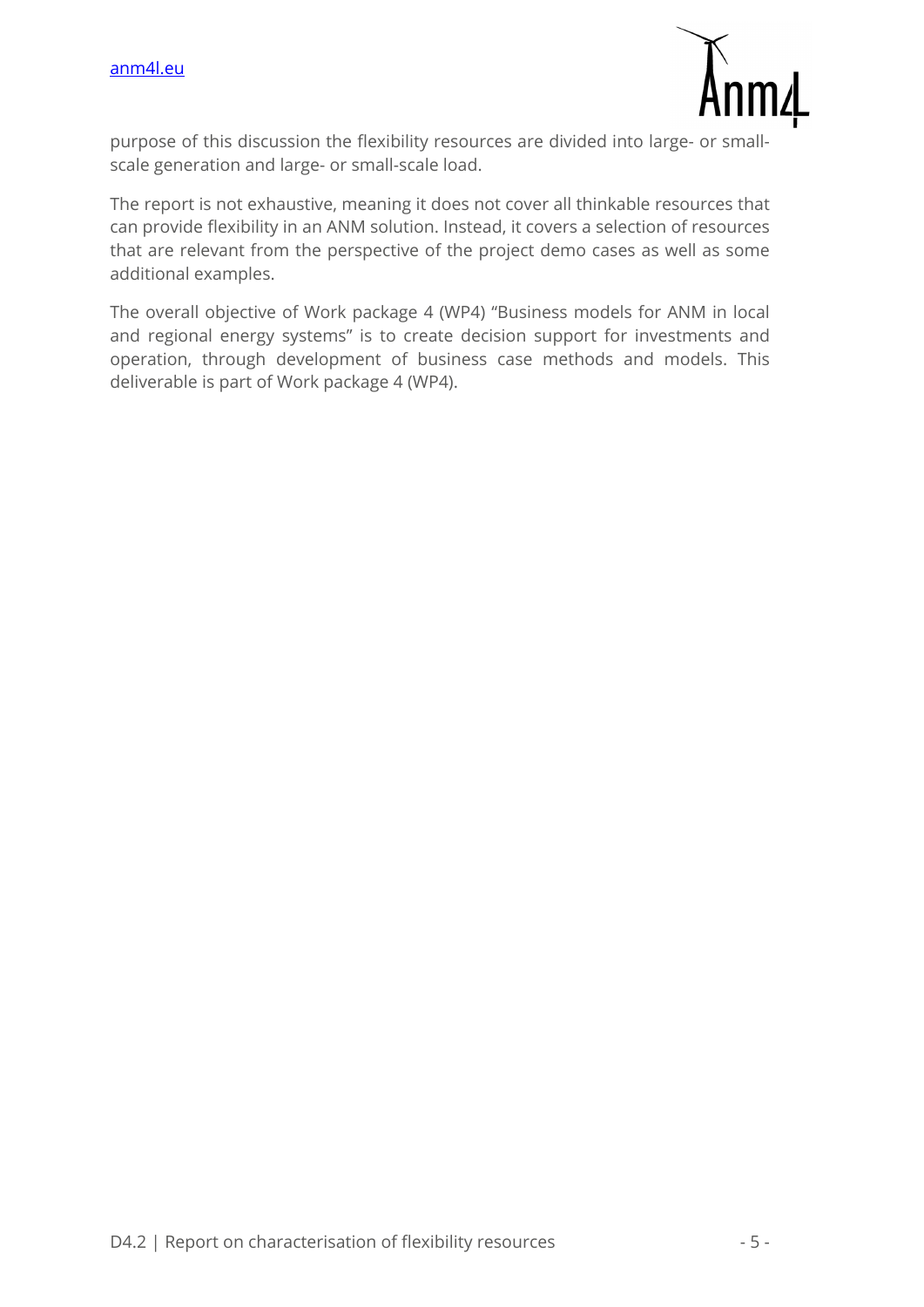purpose of this discussion the flexibility resources are divided into large- or small-scale generation and large- or small-scale load.

The report is not exhaustive, meaning it does not cover all thinkable resources that can provide flexibility in an ANM solution. Instead, it covers a selection of resources that are relevant from the perspective of the project demo cases as well as some additional examples.

The overall objective of Work package 4 (WP4) "Business models for ANM in local and regional energy systems" is to create decision support for investments and operation, through development of business case methods and models. This deliverable is part of Work package 4 (WP4).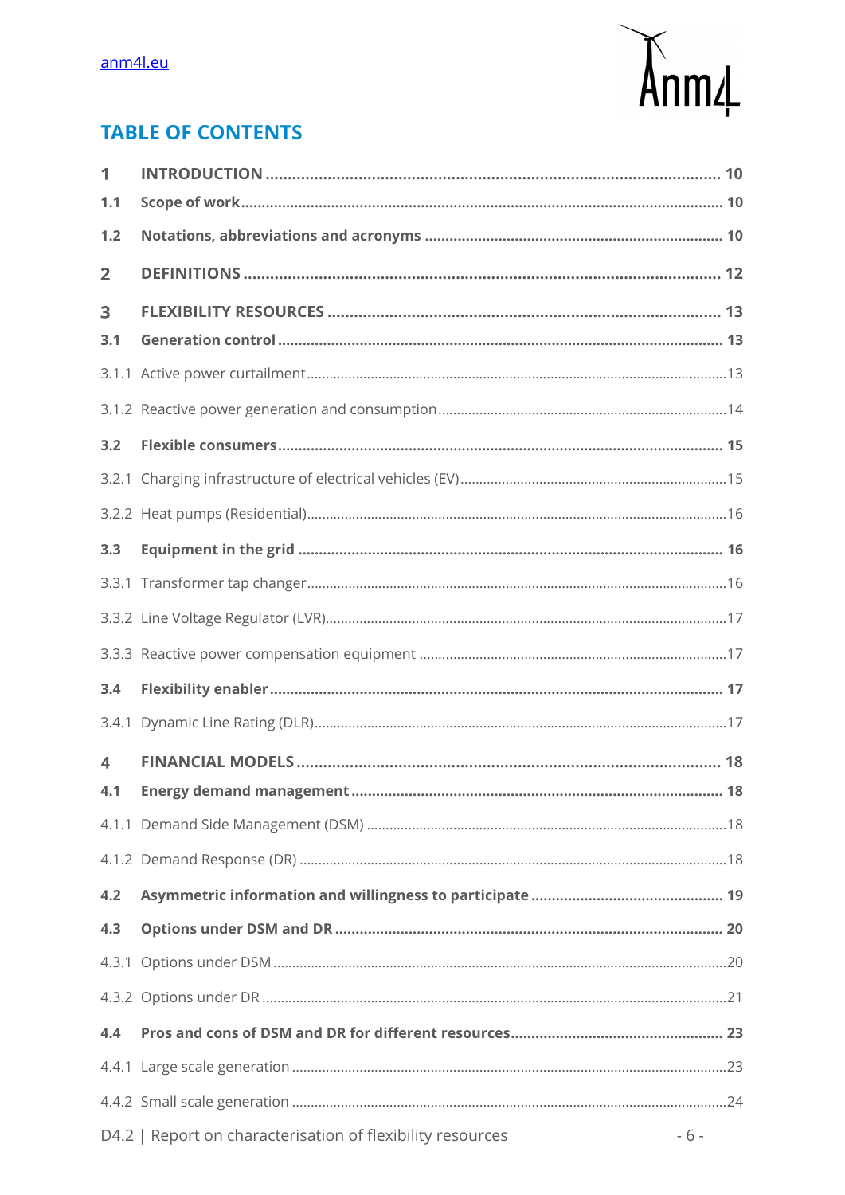## TABLE OF CONTENTS

**1 INTRODUCTION** ........................................................................................................ 10

**1.1 Scope of work** .................................................................................................... 10

**1.2 Notations, abbreviations and acronyms** ........................................................... 10

**2 DEFINITIONS** ........................................................................................................... 12

**3 FLEXIBILITY RESOURCES** ...................................................................................... 13

**3.1 Generation control** ........................................................................................... 13

3.1.1 Active power curtailment .................................................................................. 13

3.1.2 Reactive power generation and consumption .................................................. 14

**3.2 Flexible consumers** .......................................................................................... 15

3.2.1 Charging infrastructure of electrical vehicles (EV) ........................................... 15

3.2.2 Heat pumps (Residential) ................................................................................. 16

**3.3 Equipment in the grid** ..................................................................................... 16

3.3.1 Transformer tap changer .................................................................................. 16

3.3.2 Line Voltage Regulator (LVR) ........................................................................... 17

3.3.3 Reactive power compensation equipment ....................................................... 17

**3.4 Flexibility enabler** ............................................................................................ 17

3.4.1 Dynamic Line Rating (DLR) .............................................................................. 17

**4 FINANCIAL MODELS** ............................................................................................... 18

**4.1 Energy demand management** ......................................................................... 18

4.1.1 Demand Side Management (DSM) .................................................................. 18

4.1.2 Demand Response (DR) .................................................................................. 18

**4.2 Asymmetric information and willingness to participate** ................................. 19

**4.3 Options under DSM and DR** ........................................................................... 20

4.3.1 Options under DSM ......................................................................................... 20

4.3.2 Options under DR ............................................................................................ 21

**4.4 Pros and cons of DSM and DR for different resources** .................................... 23

4.4.1 Large scale generation .................................................................................... 23

4.4.2 Small scale generation .................................................................................... 24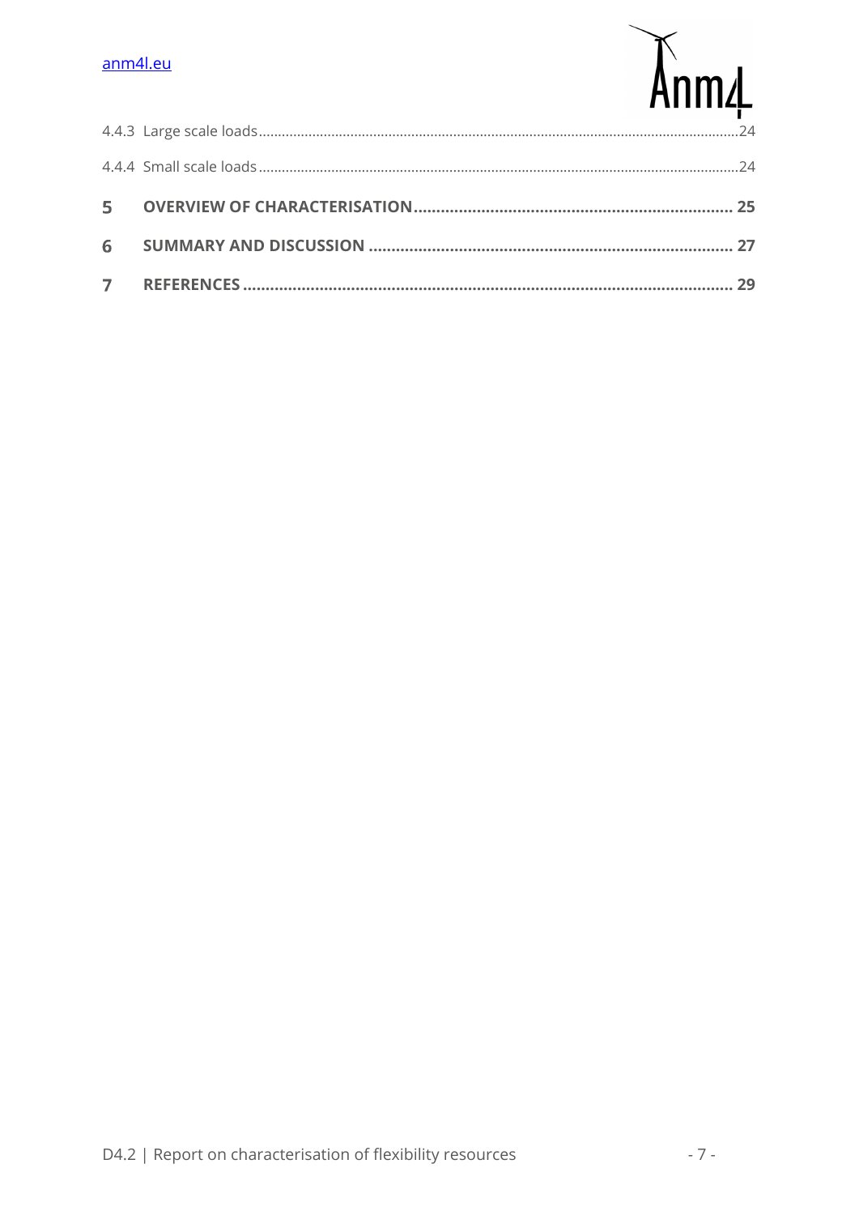4.4.3 Large scale loads ..... 24

4.4.4 Small scale loads ..... 24

**5 OVERVIEW OF CHARACTERISATION ..... 25**

**6 SUMMARY AND DISCUSSION ..... 27**

**7 REFERENCES ..... 29**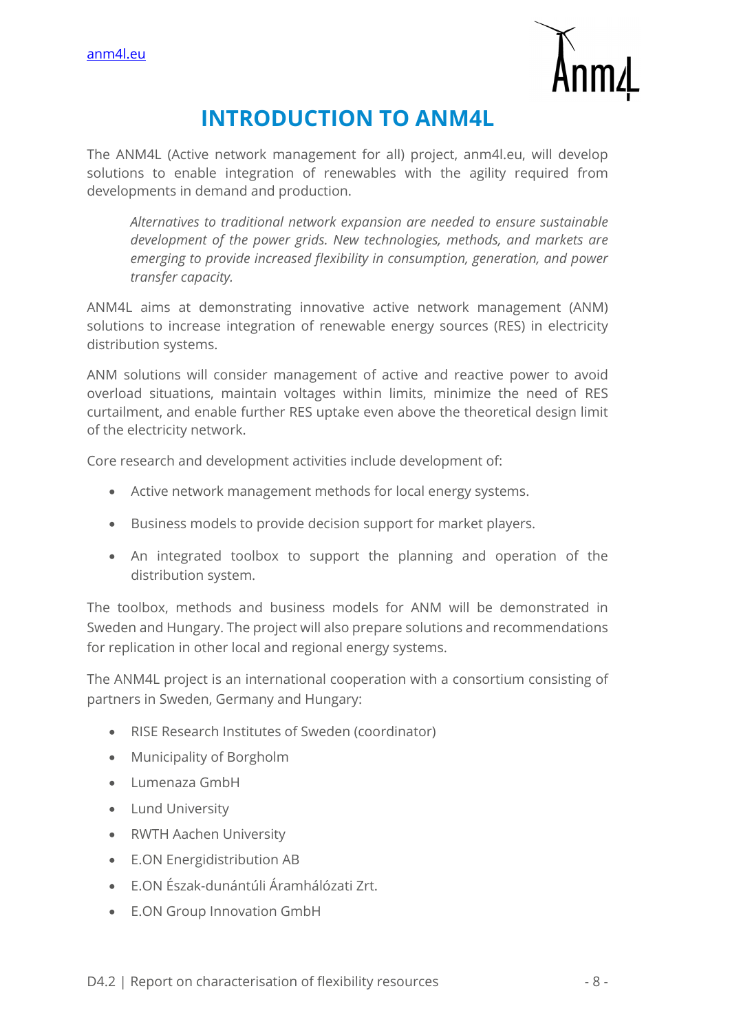# INTRODUCTION TO ANM4L

The ANM4L (Active network management for all) project, anm4l.eu, will develop solutions to enable integration of renewables with the agility required from developments in demand and production.

> *Alternatives to traditional network expansion are needed to ensure sustainable development of the power grids. New technologies, methods, and markets are emerging to provide increased flexibility in consumption, generation, and power transfer capacity.*

ANM4L aims at demonstrating innovative active network management (ANM) solutions to increase integration of renewable energy sources (RES) in electricity distribution systems.

ANM solutions will consider management of active and reactive power to avoid overload situations, maintain voltages within limits, minimize the need of RES curtailment, and enable further RES uptake even above the theoretical design limit of the electricity network.

Core research and development activities include development of:

- Active network management methods for local energy systems.
- Business models to provide decision support for market players.
- An integrated toolbox to support the planning and operation of the distribution system.

The toolbox, methods and business models for ANM will be demonstrated in Sweden and Hungary. The project will also prepare solutions and recommendations for replication in other local and regional energy systems.

The ANM4L project is an international cooperation with a consortium consisting of partners in Sweden, Germany and Hungary:

- RISE Research Institutes of Sweden (coordinator)
- Municipality of Borgholm
- Lumenaza GmbH
- Lund University
- RWTH Aachen University
- E.ON Energidistribution AB
- E.ON Észak-dunántúli Áramhálózati Zrt.
- E.ON Group Innovation GmbH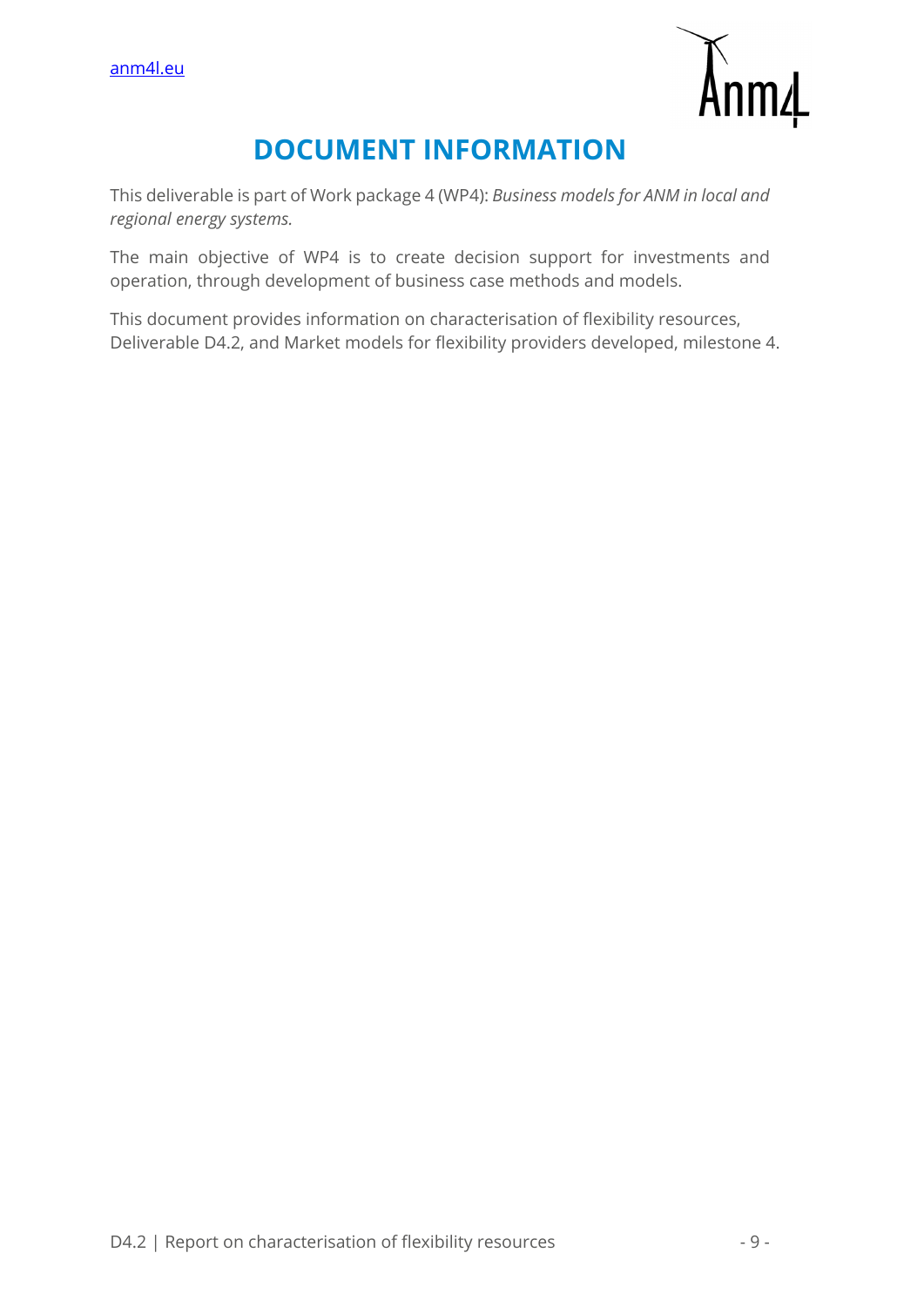# DOCUMENT INFORMATION

This deliverable is part of Work package 4 (WP4): *Business models for ANM in local and regional energy systems.*

The main objective of WP4 is to create decision support for investments and operation, through development of business case methods and models.

This document provides information on characterisation of flexibility resources, Deliverable D4.2, and Market models for flexibility providers developed, milestone 4.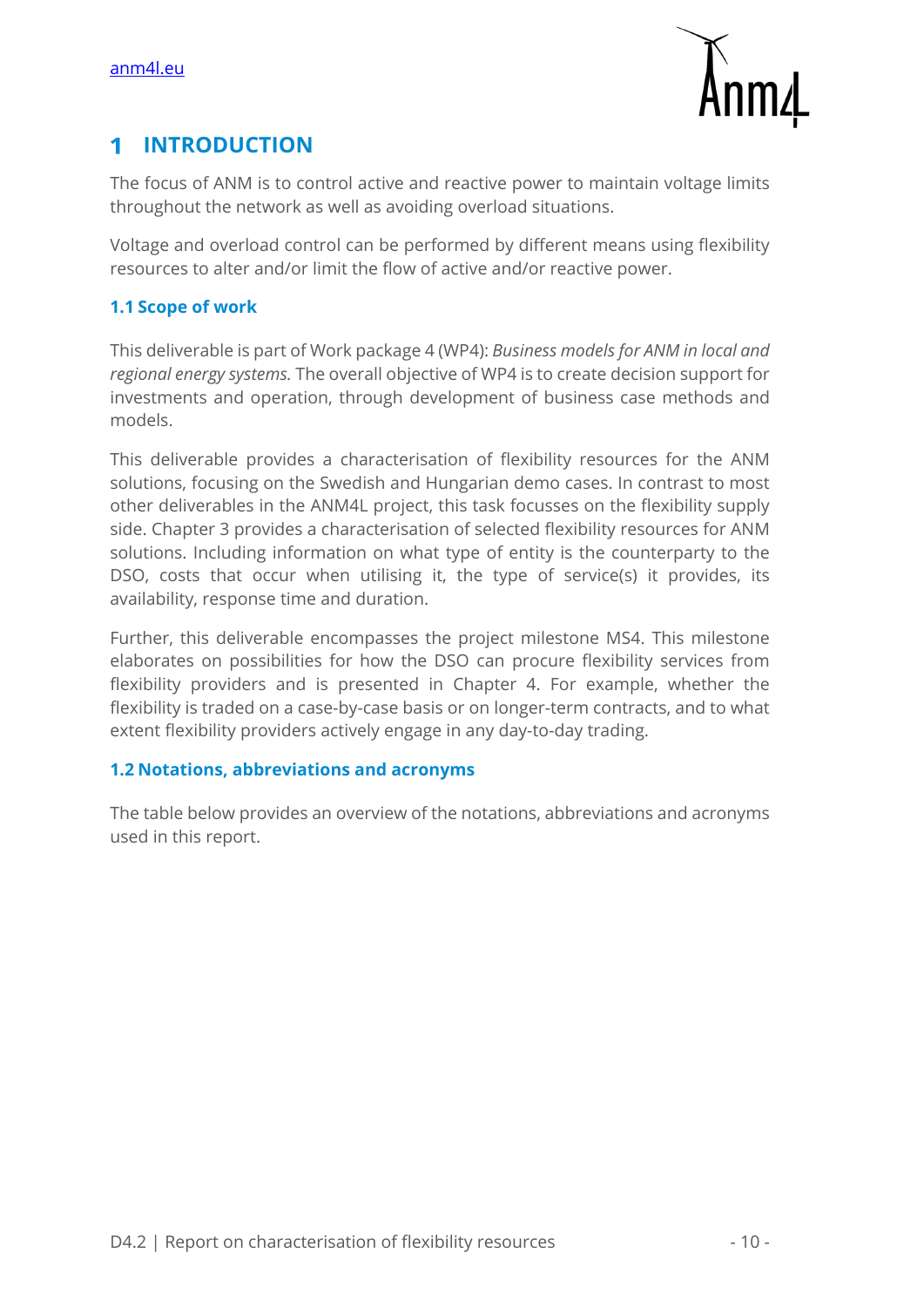# 1 INTRODUCTION

The focus of ANM is to control active and reactive power to maintain voltage limits throughout the network as well as avoiding overload situations.

Voltage and overload control can be performed by different means using flexibility resources to alter and/or limit the flow of active and/or reactive power.

## 1.1 Scope of work

This deliverable is part of Work package 4 (WP4): *Business models for ANM in local and regional energy systems.* The overall objective of WP4 is to create decision support for investments and operation, through development of business case methods and models.

This deliverable provides a characterisation of flexibility resources for the ANM solutions, focusing on the Swedish and Hungarian demo cases. In contrast to most other deliverables in the ANM4L project, this task focusses on the flexibility supply side. Chapter 3 provides a characterisation of selected flexibility resources for ANM solutions. Including information on what type of entity is the counterparty to the DSO, costs that occur when utilising it, the type of service(s) it provides, its availability, response time and duration.

Further, this deliverable encompasses the project milestone MS4. This milestone elaborates on possibilities for how the DSO can procure flexibility services from flexibility providers and is presented in Chapter 4. For example, whether the flexibility is traded on a case-by-case basis or on longer-term contracts, and to what extent flexibility providers actively engage in any day-to-day trading.

## 1.2 Notations, abbreviations and acronyms

The table below provides an overview of the notations, abbreviations and acronyms used in this report.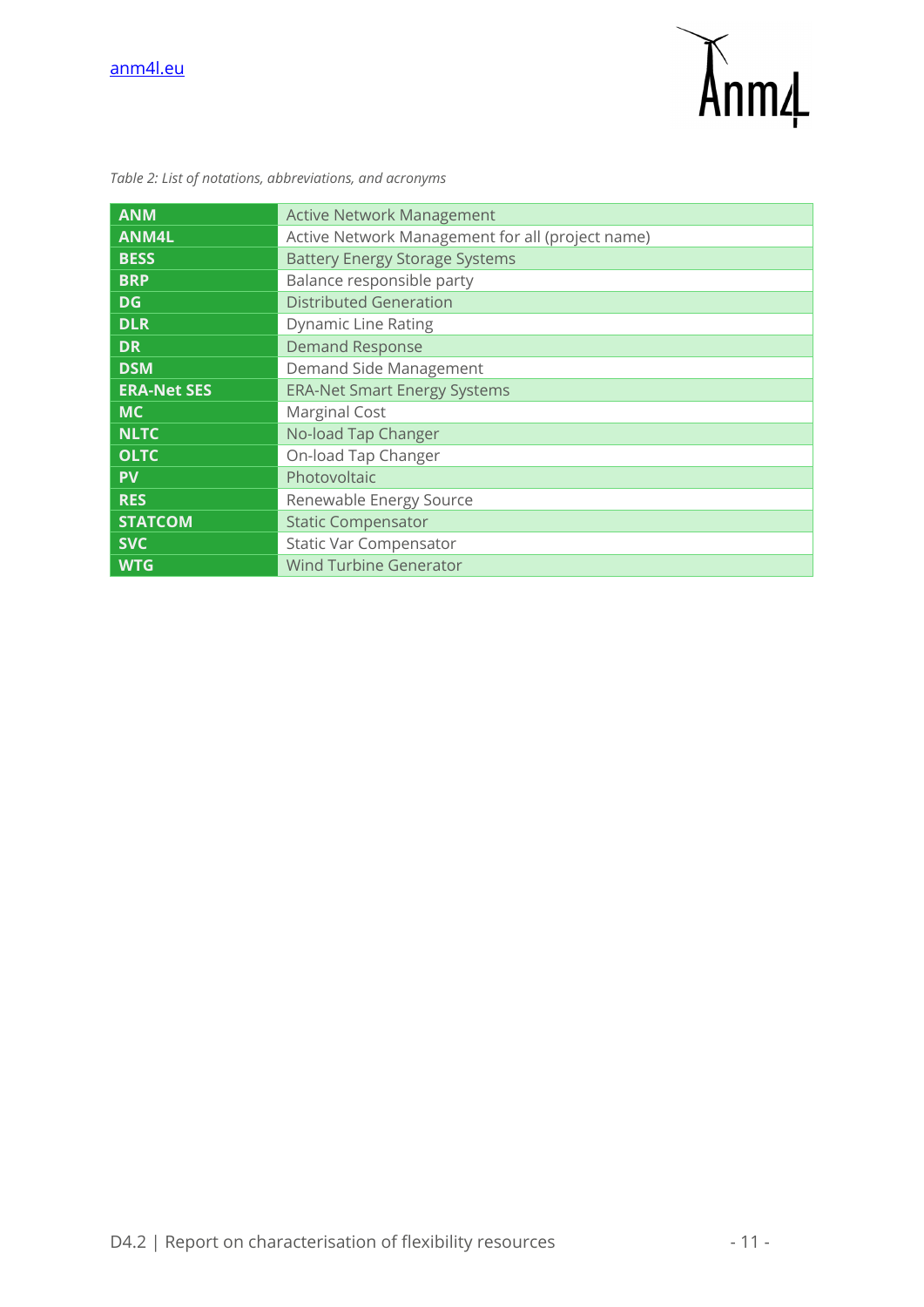*Table 2: List of notations, abbreviations, and acronyms*

| | |
|---|---|
| **ANM** | Active Network Management |
| **ANM4L** | Active Network Management for all (project name) |
| **BESS** | Battery Energy Storage Systems |
| **BRP** | Balance responsible party |
| **DG** | Distributed Generation |
| **DLR** | Dynamic Line Rating |
| **DR** | Demand Response |
| **DSM** | Demand Side Management |
| **ERA-Net SES** | ERA-Net Smart Energy Systems |
| **MC** | Marginal Cost |
| **NLTC** | No-load Tap Changer |
| **OLTC** | On-load Tap Changer |
| **PV** | Photovoltaic |
| **RES** | Renewable Energy Source |
| **STATCOM** | Static Compensator |
| **SVC** | Static Var Compensator |
| **WTG** | Wind Turbine Generator |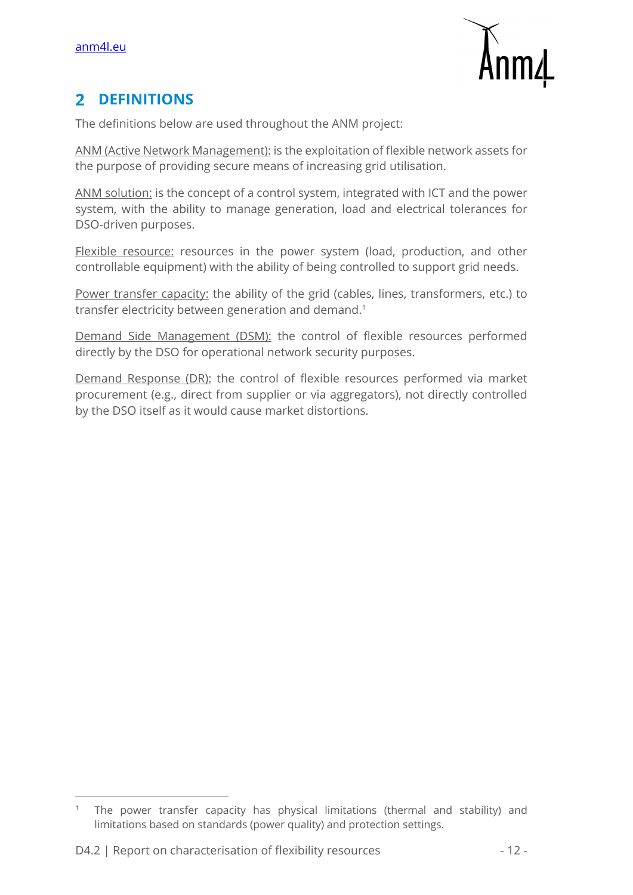## 2 DEFINITIONS

The definitions below are used throughout the ANM project:

ANM (Active Network Management): is the exploitation of flexible network assets for the purpose of providing secure means of increasing grid utilisation.

ANM solution: is the concept of a control system, integrated with ICT and the power system, with the ability to manage generation, load and electrical tolerances for DSO-driven purposes.

Flexible resource: resources in the power system (load, production, and other controllable equipment) with the ability of being controlled to support grid needs.

Power transfer capacity: the ability of the grid (cables, lines, transformers, etc.) to transfer electricity between generation and demand.[1]

Demand Side Management (DSM): the control of flexible resources performed directly by the DSO for operational network security purposes.

Demand Response (DR): the control of flexible resources performed via market procurement (e.g., direct from supplier or via aggregators), not directly controlled by the DSO itself as it would cause market distortions.

[1] The power transfer capacity has physical limitations (thermal and stability) and limitations based on standards (power quality) and protection settings.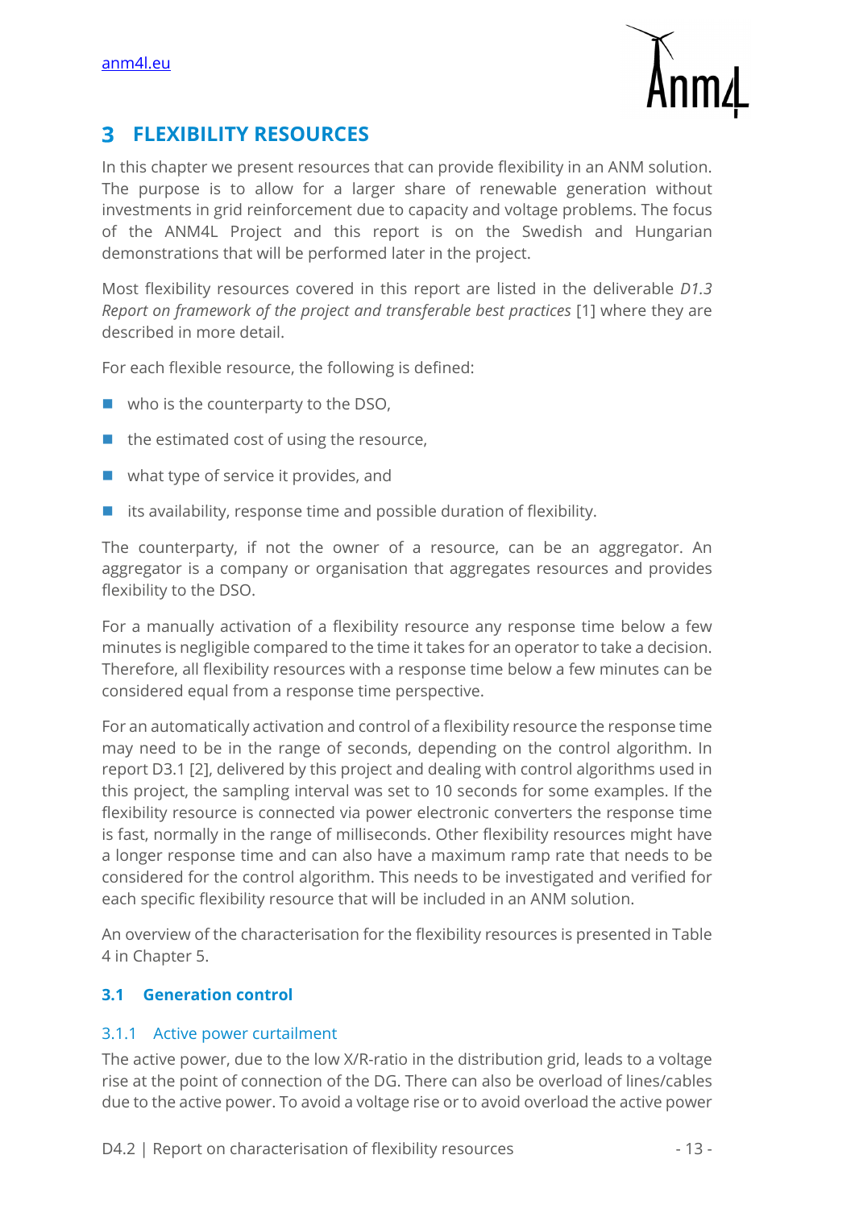# 3 FLEXIBILITY RESOURCES

In this chapter we present resources that can provide flexibility in an ANM solution. The purpose is to allow for a larger share of renewable generation without investments in grid reinforcement due to capacity and voltage problems. The focus of the ANM4L Project and this report is on the Swedish and Hungarian demonstrations that will be performed later in the project.

Most flexibility resources covered in this report are listed in the deliverable *D1.3 Report on framework of the project and transferable best practices* [1] where they are described in more detail.

For each flexible resource, the following is defined:

- who is the counterparty to the DSO,
- the estimated cost of using the resource,
- what type of service it provides, and
- its availability, response time and possible duration of flexibility.

The counterparty, if not the owner of a resource, can be an aggregator. An aggregator is a company or organisation that aggregates resources and provides flexibility to the DSO.

For a manually activation of a flexibility resource any response time below a few minutes is negligible compared to the time it takes for an operator to take a decision. Therefore, all flexibility resources with a response time below a few minutes can be considered equal from a response time perspective.

For an automatically activation and control of a flexibility resource the response time may need to be in the range of seconds, depending on the control algorithm. In report D3.1 [2], delivered by this project and dealing with control algorithms used in this project, the sampling interval was set to 10 seconds for some examples. If the flexibility resource is connected via power electronic converters the response time is fast, normally in the range of milliseconds. Other flexibility resources might have a longer response time and can also have a maximum ramp rate that needs to be considered for the control algorithm. This needs to be investigated and verified for each specific flexibility resource that will be included in an ANM solution.

An overview of the characterisation for the flexibility resources is presented in Table 4 in Chapter 5.

## 3.1 Generation control

### 3.1.1 Active power curtailment

The active power, due to the low X/R-ratio in the distribution grid, leads to a voltage rise at the point of connection of the DG. There can also be overload of lines/cables due to the active power. To avoid a voltage rise or to avoid overload the active power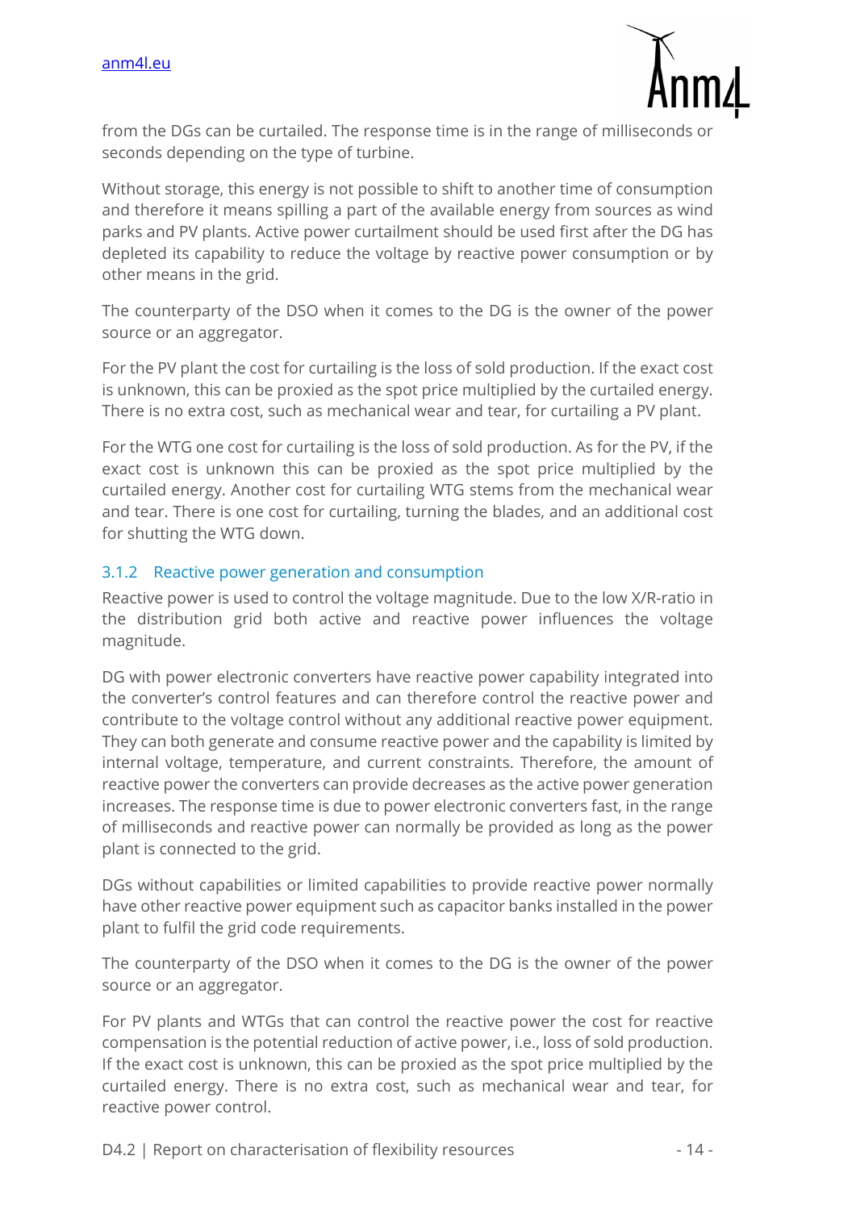from the DGs can be curtailed. The response time is in the range of milliseconds or seconds depending on the type of turbine.

Without storage, this energy is not possible to shift to another time of consumption and therefore it means spilling a part of the available energy from sources as wind parks and PV plants. Active power curtailment should be used first after the DG has depleted its capability to reduce the voltage by reactive power consumption or by other means in the grid.

The counterparty of the DSO when it comes to the DG is the owner of the power source or an aggregator.

For the PV plant the cost for curtailing is the loss of sold production. If the exact cost is unknown, this can be proxied as the spot price multiplied by the curtailed energy. There is no extra cost, such as mechanical wear and tear, for curtailing a PV plant.

For the WTG one cost for curtailing is the loss of sold production. As for the PV, if the exact cost is unknown this can be proxied as the spot price multiplied by the curtailed energy. Another cost for curtailing WTG stems from the mechanical wear and tear. There is one cost for curtailing, turning the blades, and an additional cost for shutting the WTG down.

### 3.1.2 Reactive power generation and consumption

Reactive power is used to control the voltage magnitude. Due to the low X/R-ratio in the distribution grid both active and reactive power influences the voltage magnitude.

DG with power electronic converters have reactive power capability integrated into the converter's control features and can therefore control the reactive power and contribute to the voltage control without any additional reactive power equipment. They can both generate and consume reactive power and the capability is limited by internal voltage, temperature, and current constraints. Therefore, the amount of reactive power the converters can provide decreases as the active power generation increases. The response time is due to power electronic converters fast, in the range of milliseconds and reactive power can normally be provided as long as the power plant is connected to the grid.

DGs without capabilities or limited capabilities to provide reactive power normally have other reactive power equipment such as capacitor banks installed in the power plant to fulfil the grid code requirements.

The counterparty of the DSO when it comes to the DG is the owner of the power source or an aggregator.

For PV plants and WTGs that can control the reactive power the cost for reactive compensation is the potential reduction of active power, i.e., loss of sold production. If the exact cost is unknown, this can be proxied as the spot price multiplied by the curtailed energy. There is no extra cost, such as mechanical wear and tear, for reactive power control.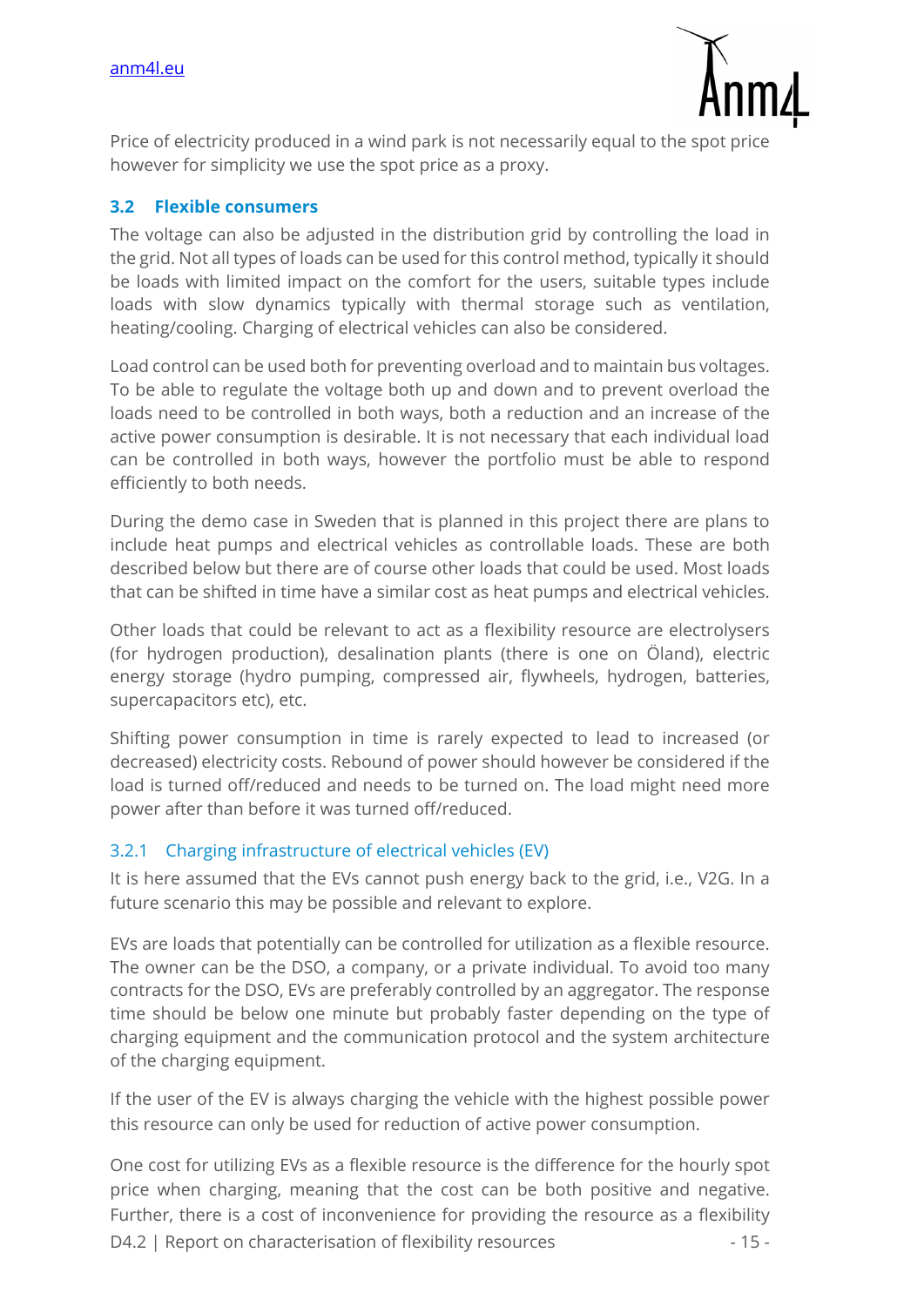Price of electricity produced in a wind park is not necessarily equal to the spot price however for simplicity we use the spot price as a proxy.

## 3.2 Flexible consumers

The voltage can also be adjusted in the distribution grid by controlling the load in the grid. Not all types of loads can be used for this control method, typically it should be loads with limited impact on the comfort for the users, suitable types include loads with slow dynamics typically with thermal storage such as ventilation, heating/cooling. Charging of electrical vehicles can also be considered.

Load control can be used both for preventing overload and to maintain bus voltages. To be able to regulate the voltage both up and down and to prevent overload the loads need to be controlled in both ways, both a reduction and an increase of the active power consumption is desirable. It is not necessary that each individual load can be controlled in both ways, however the portfolio must be able to respond efficiently to both needs.

During the demo case in Sweden that is planned in this project there are plans to include heat pumps and electrical vehicles as controllable loads. These are both described below but there are of course other loads that could be used. Most loads that can be shifted in time have a similar cost as heat pumps and electrical vehicles.

Other loads that could be relevant to act as a flexibility resource are electrolysers (for hydrogen production), desalination plants (there is one on Öland), electric energy storage (hydro pumping, compressed air, flywheels, hydrogen, batteries, supercapacitors etc), etc.

Shifting power consumption in time is rarely expected to lead to increased (or decreased) electricity costs. Rebound of power should however be considered if the load is turned off/reduced and needs to be turned on. The load might need more power after than before it was turned off/reduced.

### 3.2.1 Charging infrastructure of electrical vehicles (EV)

It is here assumed that the EVs cannot push energy back to the grid, i.e., V2G. In a future scenario this may be possible and relevant to explore.

EVs are loads that potentially can be controlled for utilization as a flexible resource. The owner can be the DSO, a company, or a private individual. To avoid too many contracts for the DSO, EVs are preferably controlled by an aggregator. The response time should be below one minute but probably faster depending on the type of charging equipment and the communication protocol and the system architecture of the charging equipment.

If the user of the EV is always charging the vehicle with the highest possible power this resource can only be used for reduction of active power consumption.

One cost for utilizing EVs as a flexible resource is the difference for the hourly spot price when charging, meaning that the cost can be both positive and negative. Further, there is a cost of inconvenience for providing the resource as a flexibility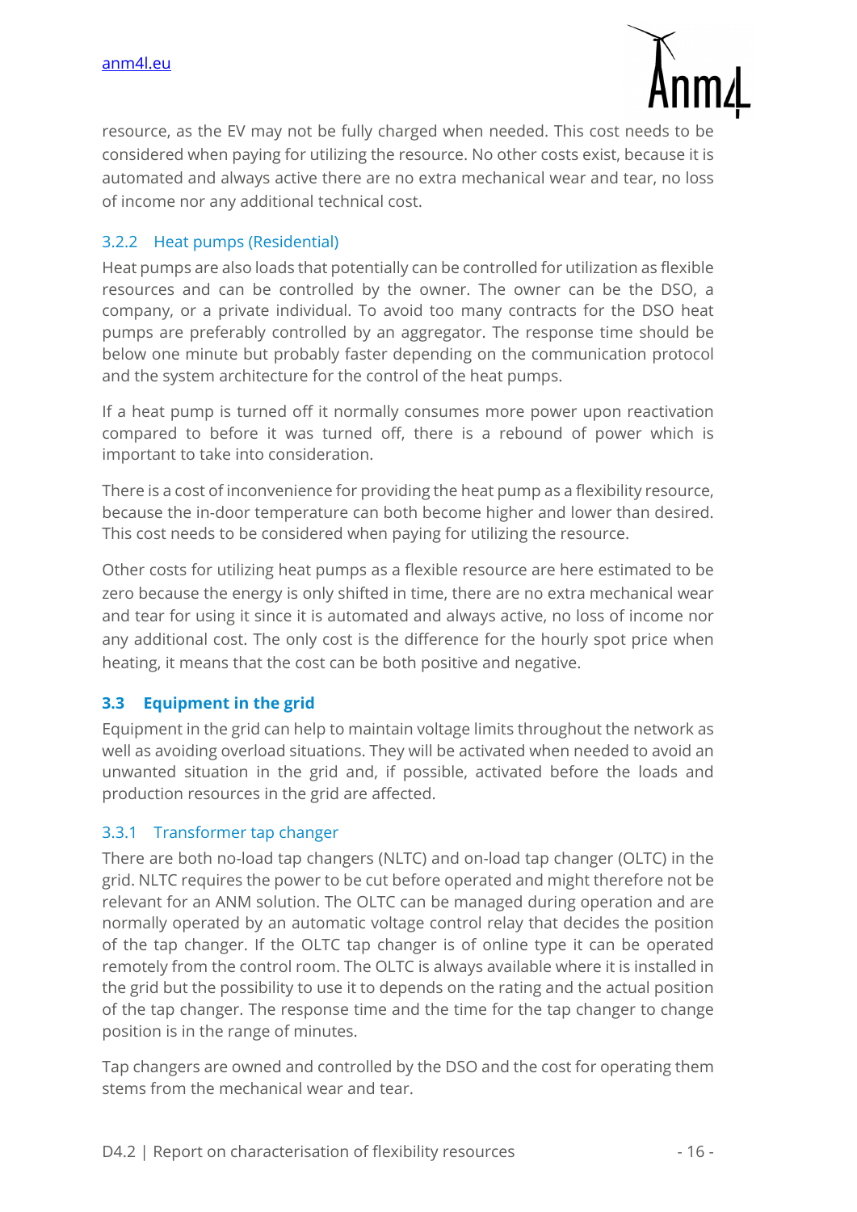resource, as the EV may not be fully charged when needed. This cost needs to be considered when paying for utilizing the resource. No other costs exist, because it is automated and always active there are no extra mechanical wear and tear, no loss of income nor any additional technical cost.

### 3.2.2 Heat pumps (Residential)

Heat pumps are also loads that potentially can be controlled for utilization as flexible resources and can be controlled by the owner. The owner can be the DSO, a company, or a private individual. To avoid too many contracts for the DSO heat pumps are preferably controlled by an aggregator. The response time should be below one minute but probably faster depending on the communication protocol and the system architecture for the control of the heat pumps.

If a heat pump is turned off it normally consumes more power upon reactivation compared to before it was turned off, there is a rebound of power which is important to take into consideration.

There is a cost of inconvenience for providing the heat pump as a flexibility resource, because the in-door temperature can both become higher and lower than desired. This cost needs to be considered when paying for utilizing the resource.

Other costs for utilizing heat pumps as a flexible resource are here estimated to be zero because the energy is only shifted in time, there are no extra mechanical wear and tear for using it since it is automated and always active, no loss of income nor any additional cost. The only cost is the difference for the hourly spot price when heating, it means that the cost can be both positive and negative.

## 3.3 Equipment in the grid

Equipment in the grid can help to maintain voltage limits throughout the network as well as avoiding overload situations. They will be activated when needed to avoid an unwanted situation in the grid and, if possible, activated before the loads and production resources in the grid are affected.

### 3.3.1 Transformer tap changer

There are both no-load tap changers (NLTC) and on-load tap changer (OLTC) in the grid. NLTC requires the power to be cut before operated and might therefore not be relevant for an ANM solution. The OLTC can be managed during operation and are normally operated by an automatic voltage control relay that decides the position of the tap changer. If the OLTC tap changer is of online type it can be operated remotely from the control room. The OLTC is always available where it is installed in the grid but the possibility to use it to depends on the rating and the actual position of the tap changer. The response time and the time for the tap changer to change position is in the range of minutes.

Tap changers are owned and controlled by the DSO and the cost for operating them stems from the mechanical wear and tear.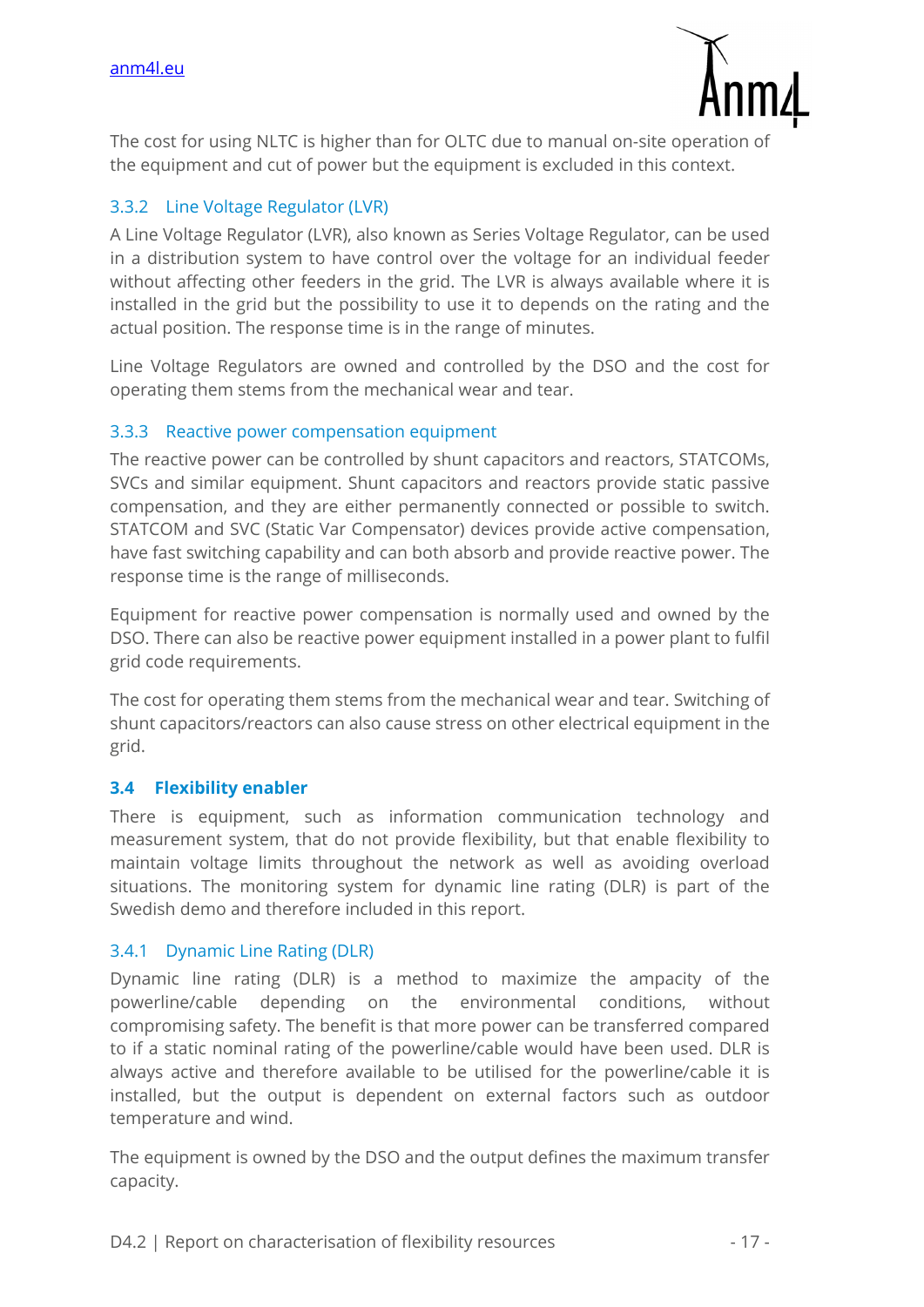The cost for using NLTC is higher than for OLTC due to manual on-site operation of the equipment and cut of power but the equipment is excluded in this context.

### 3.3.2 Line Voltage Regulator (LVR)

A Line Voltage Regulator (LVR), also known as Series Voltage Regulator, can be used in a distribution system to have control over the voltage for an individual feeder without affecting other feeders in the grid. The LVR is always available where it is installed in the grid but the possibility to use it to depends on the rating and the actual position. The response time is in the range of minutes.

Line Voltage Regulators are owned and controlled by the DSO and the cost for operating them stems from the mechanical wear and tear.

### 3.3.3 Reactive power compensation equipment

The reactive power can be controlled by shunt capacitors and reactors, STATCOMs, SVCs and similar equipment. Shunt capacitors and reactors provide static passive compensation, and they are either permanently connected or possible to switch. STATCOM and SVC (Static Var Compensator) devices provide active compensation, have fast switching capability and can both absorb and provide reactive power. The response time is the range of milliseconds.

Equipment for reactive power compensation is normally used and owned by the DSO. There can also be reactive power equipment installed in a power plant to fulfil grid code requirements.

The cost for operating them stems from the mechanical wear and tear. Switching of shunt capacitors/reactors can also cause stress on other electrical equipment in the grid.

## 3.4 Flexibility enabler

There is equipment, such as information communication technology and measurement system, that do not provide flexibility, but that enable flexibility to maintain voltage limits throughout the network as well as avoiding overload situations. The monitoring system for dynamic line rating (DLR) is part of the Swedish demo and therefore included in this report.

### 3.4.1 Dynamic Line Rating (DLR)

Dynamic line rating (DLR) is a method to maximize the ampacity of the powerline/cable depending on the environmental conditions, without compromising safety. The benefit is that more power can be transferred compared to if a static nominal rating of the powerline/cable would have been used. DLR is always active and therefore available to be utilised for the powerline/cable it is installed, but the output is dependent on external factors such as outdoor temperature and wind.

The equipment is owned by the DSO and the output defines the maximum transfer capacity.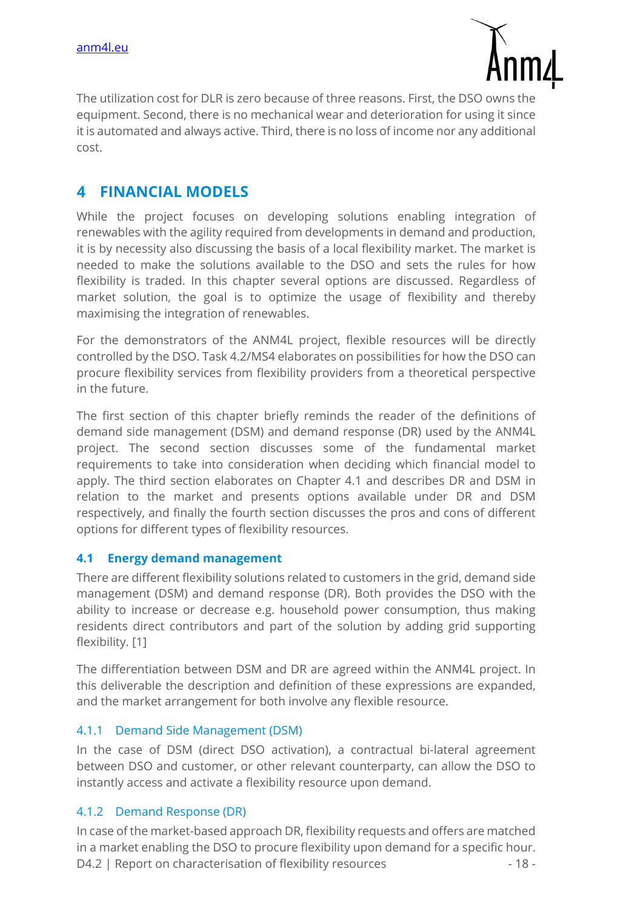The utilization cost for DLR is zero because of three reasons. First, the DSO owns the equipment. Second, there is no mechanical wear and deterioration for using it since it is automated and always active. Third, there is no loss of income nor any additional cost.

# 4 FINANCIAL MODELS

While the project focuses on developing solutions enabling integration of renewables with the agility required from developments in demand and production, it is by necessity also discussing the basis of a local flexibility market. The market is needed to make the solutions available to the DSO and sets the rules for how flexibility is traded. In this chapter several options are discussed. Regardless of market solution, the goal is to optimize the usage of flexibility and thereby maximising the integration of renewables.

For the demonstrators of the ANM4L project, flexible resources will be directly controlled by the DSO. Task 4.2/MS4 elaborates on possibilities for how the DSO can procure flexibility services from flexibility providers from a theoretical perspective in the future.

The first section of this chapter briefly reminds the reader of the definitions of demand side management (DSM) and demand response (DR) used by the ANM4L project. The second section discusses some of the fundamental market requirements to take into consideration when deciding which financial model to apply. The third section elaborates on Chapter 4.1 and describes DR and DSM in relation to the market and presents options available under DR and DSM respectively, and finally the fourth section discusses the pros and cons of different options for different types of flexibility resources.

## 4.1 Energy demand management

There are different flexibility solutions related to customers in the grid, demand side management (DSM) and demand response (DR). Both provides the DSO with the ability to increase or decrease e.g. household power consumption, thus making residents direct contributors and part of the solution by adding grid supporting flexibility. [1]

The differentiation between DSM and DR are agreed within the ANM4L project. In this deliverable the description and definition of these expressions are expanded, and the market arrangement for both involve any flexible resource.

### 4.1.1 Demand Side Management (DSM)

In the case of DSM (direct DSO activation), a contractual bi-lateral agreement between DSO and customer, or other relevant counterparty, can allow the DSO to instantly access and activate a flexibility resource upon demand.

### 4.1.2 Demand Response (DR)

In case of the market-based approach DR, flexibility requests and offers are matched in a market enabling the DSO to procure flexibility upon demand for a specific hour.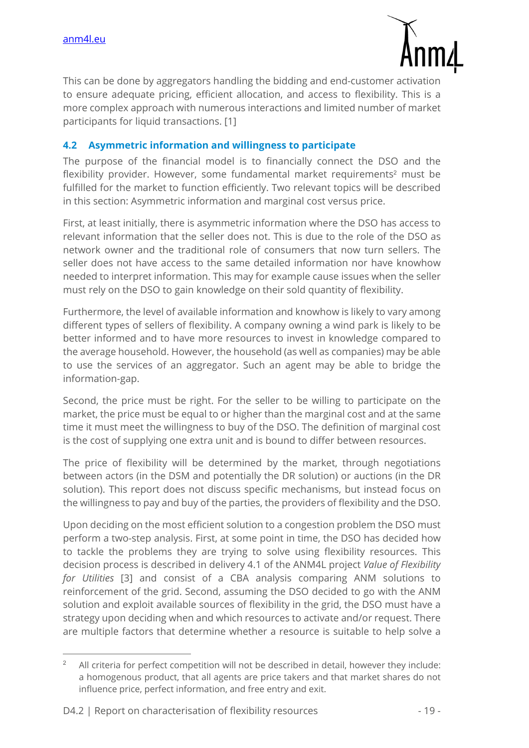This can be done by aggregators handling the bidding and end-customer activation to ensure adequate pricing, efficient allocation, and access to flexibility. This is a more complex approach with numerous interactions and limited number of market participants for liquid transactions. [1]

## 4.2 Asymmetric information and willingness to participate

The purpose of the financial model is to financially connect the DSO and the flexibility provider. However, some fundamental market requirements[2] must be fulfilled for the market to function efficiently. Two relevant topics will be described in this section: Asymmetric information and marginal cost versus price.

First, at least initially, there is asymmetric information where the DSO has access to relevant information that the seller does not. This is due to the role of the DSO as network owner and the traditional role of consumers that now turn sellers. The seller does not have access to the same detailed information nor have knowhow needed to interpret information. This may for example cause issues when the seller must rely on the DSO to gain knowledge on their sold quantity of flexibility.

Furthermore, the level of available information and knowhow is likely to vary among different types of sellers of flexibility. A company owning a wind park is likely to be better informed and to have more resources to invest in knowledge compared to the average household. However, the household (as well as companies) may be able to use the services of an aggregator. Such an agent may be able to bridge the information-gap.

Second, the price must be right. For the seller to be willing to participate on the market, the price must be equal to or higher than the marginal cost and at the same time it must meet the willingness to buy of the DSO. The definition of marginal cost is the cost of supplying one extra unit and is bound to differ between resources.

The price of flexibility will be determined by the market, through negotiations between actors (in the DSM and potentially the DR solution) or auctions (in the DR solution). This report does not discuss specific mechanisms, but instead focus on the willingness to pay and buy of the parties, the providers of flexibility and the DSO.

Upon deciding on the most efficient solution to a congestion problem the DSO must perform a two-step analysis. First, at some point in time, the DSO has decided how to tackle the problems they are trying to solve using flexibility resources. This decision process is described in delivery 4.1 of the ANM4L project *Value of Flexibility for Utilities* [3] and consist of a CBA analysis comparing ANM solutions to reinforcement of the grid. Second, assuming the DSO decided to go with the ANM solution and exploit available sources of flexibility in the grid, the DSO must have a strategy upon deciding when and which resources to activate and/or request. There are multiple factors that determine whether a resource is suitable to help solve a

[2] All criteria for perfect competition will not be described in detail, however they include: a homogenous product, that all agents are price takers and that market shares do not influence price, perfect information, and free entry and exit.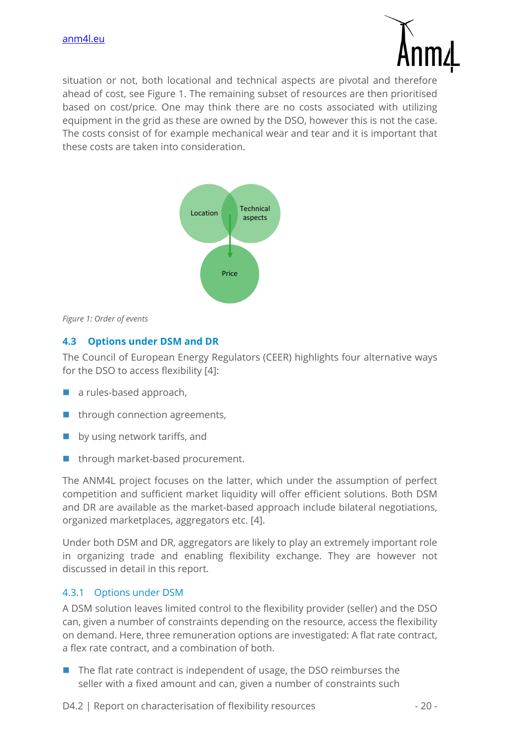situation or not, both locational and technical aspects are pivotal and therefore ahead of cost, see Figure 1. The remaining subset of resources are then prioritised based on cost/price. One may think there are no costs associated with utilizing equipment in the grid as these are owned by the DSO, however this is not the case. The costs consist of for example mechanical wear and tear and it is important that these costs are taken into consideration.

*Figure 1: Order of events*

## 4.3 Options under DSM and DR

The Council of European Energy Regulators (CEER) highlights four alternative ways for the DSO to access flexibility [4]:

- a rules-based approach,
- through connection agreements,
- by using network tariffs, and
- through market-based procurement.

The ANM4L project focuses on the latter, which under the assumption of perfect competition and sufficient market liquidity will offer efficient solutions. Both DSM and DR are available as the market-based approach include bilateral negotiations, organized marketplaces, aggregators etc. [4].

Under both DSM and DR, aggregators are likely to play an extremely important role in organizing trade and enabling flexibility exchange. They are however not discussed in detail in this report.

### 4.3.1 Options under DSM

A DSM solution leaves limited control to the flexibility provider (seller) and the DSO can, given a number of constraints depending on the resource, access the flexibility on demand. Here, three remuneration options are investigated: A flat rate contract, a flex rate contract, and a combination of both.

- The flat rate contract is independent of usage, the DSO reimburses the seller with a fixed amount and can, given a number of constraints such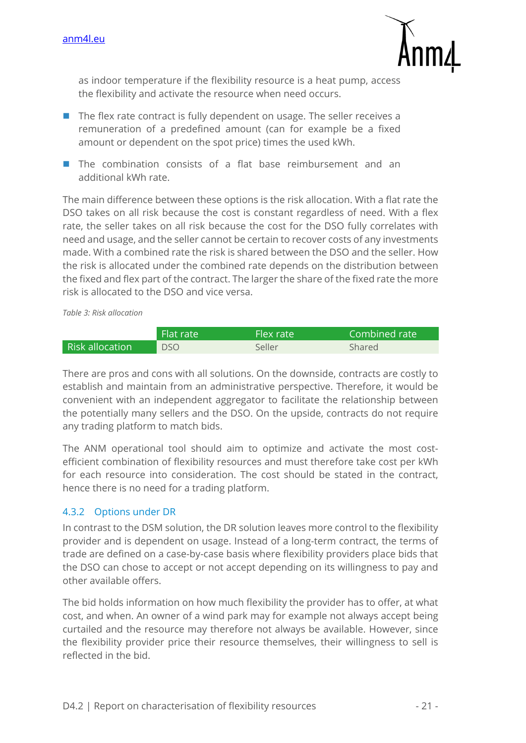as indoor temperature if the flexibility resource is a heat pump, access the flexibility and activate the resource when need occurs.

- The flex rate contract is fully dependent on usage. The seller receives a remuneration of a predefined amount (can for example be a fixed amount or dependent on the spot price) times the used kWh.
- The combination consists of a flat base reimbursement and an additional kWh rate.

The main difference between these options is the risk allocation. With a flat rate the DSO takes on all risk because the cost is constant regardless of need. With a flex rate, the seller takes on all risk because the cost for the DSO fully correlates with need and usage, and the seller cannot be certain to recover costs of any investments made. With a combined rate the risk is shared between the DSO and the seller. How the risk is allocated under the combined rate depends on the distribution between the fixed and flex part of the contract. The larger the share of the fixed rate the more risk is allocated to the DSO and vice versa.

*Table 3: Risk allocation*

| | Flat rate | Flex rate | Combined rate |
|---|---|---|---|
| Risk allocation | DSO | Seller | Shared |

There are pros and cons with all solutions. On the downside, contracts are costly to establish and maintain from an administrative perspective. Therefore, it would be convenient with an independent aggregator to facilitate the relationship between the potentially many sellers and the DSO. On the upside, contracts do not require any trading platform to match bids.

The ANM operational tool should aim to optimize and activate the most cost-efficient combination of flexibility resources and must therefore take cost per kWh for each resource into consideration. The cost should be stated in the contract, hence there is no need for a trading platform.

### 4.3.2 Options under DR

In contrast to the DSM solution, the DR solution leaves more control to the flexibility provider and is dependent on usage. Instead of a long-term contract, the terms of trade are defined on a case-by-case basis where flexibility providers place bids that the DSO can chose to accept or not accept depending on its willingness to pay and other available offers.

The bid holds information on how much flexibility the provider has to offer, at what cost, and when. An owner of a wind park may for example not always accept being curtailed and the resource may therefore not always be available. However, since the flexibility provider price their resource themselves, their willingness to sell is reflected in the bid.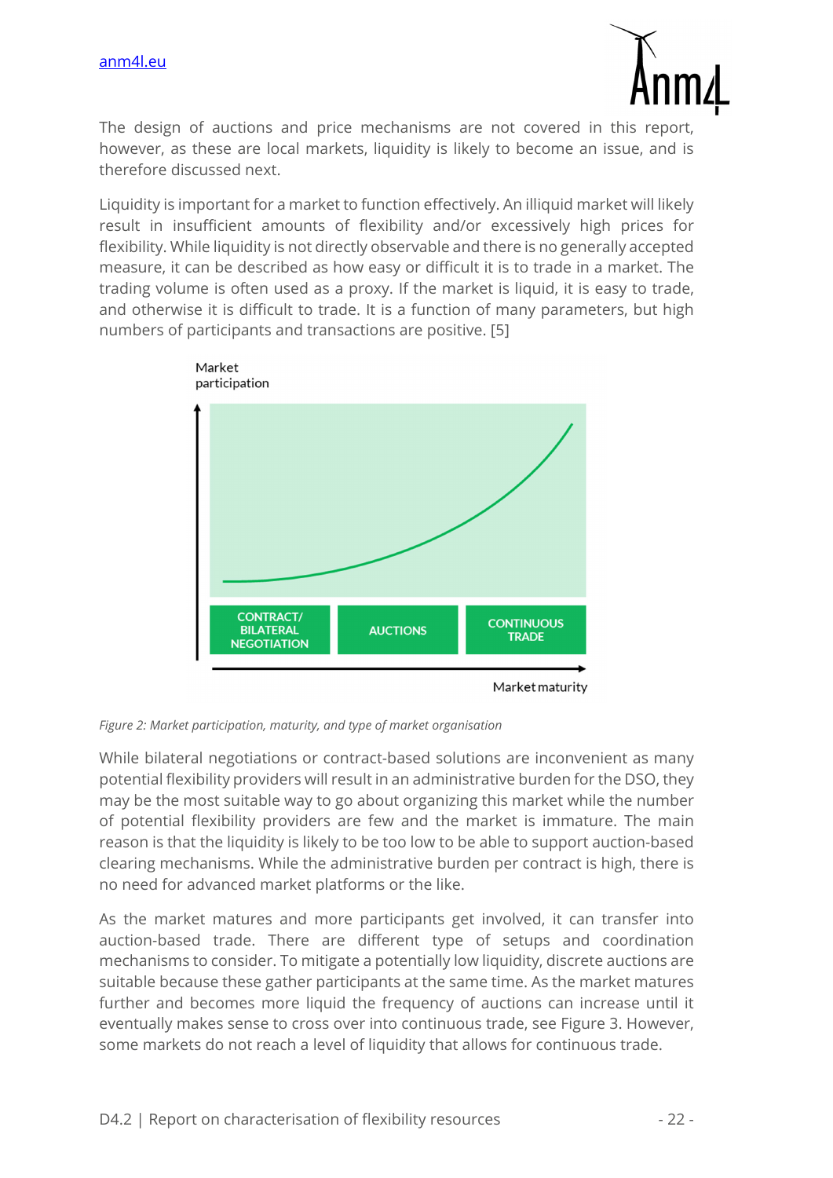The design of auctions and price mechanisms are not covered in this report, however, as these are local markets, liquidity is likely to become an issue, and is therefore discussed next.

Liquidity is important for a market to function effectively. An illiquid market will likely result in insufficient amounts of flexibility and/or excessively high prices for flexibility. While liquidity is not directly observable and there is no generally accepted measure, it can be described as how easy or difficult it is to trade in a market. The trading volume is often used as a proxy. If the market is liquid, it is easy to trade, and otherwise it is difficult to trade. It is a function of many parameters, but high numbers of participants and transactions are positive. [5]

Market participation

CONTRACT/ BILATERAL NEGOTIATION | AUCTIONS | CONTINUOUS TRADE

Market maturity

*Figure 2: Market participation, maturity, and type of market organisation*

While bilateral negotiations or contract-based solutions are inconvenient as many potential flexibility providers will result in an administrative burden for the DSO, they may be the most suitable way to go about organizing this market while the number of potential flexibility providers are few and the market is immature. The main reason is that the liquidity is likely to be too low to be able to support auction-based clearing mechanisms. While the administrative burden per contract is high, there is no need for advanced market platforms or the like.

As the market matures and more participants get involved, it can transfer into auction-based trade. There are different type of setups and coordination mechanisms to consider. To mitigate a potentially low liquidity, discrete auctions are suitable because these gather participants at the same time. As the market matures further and becomes more liquid the frequency of auctions can increase until it eventually makes sense to cross over into continuous trade, see Figure 3. However, some markets do not reach a level of liquidity that allows for continuous trade.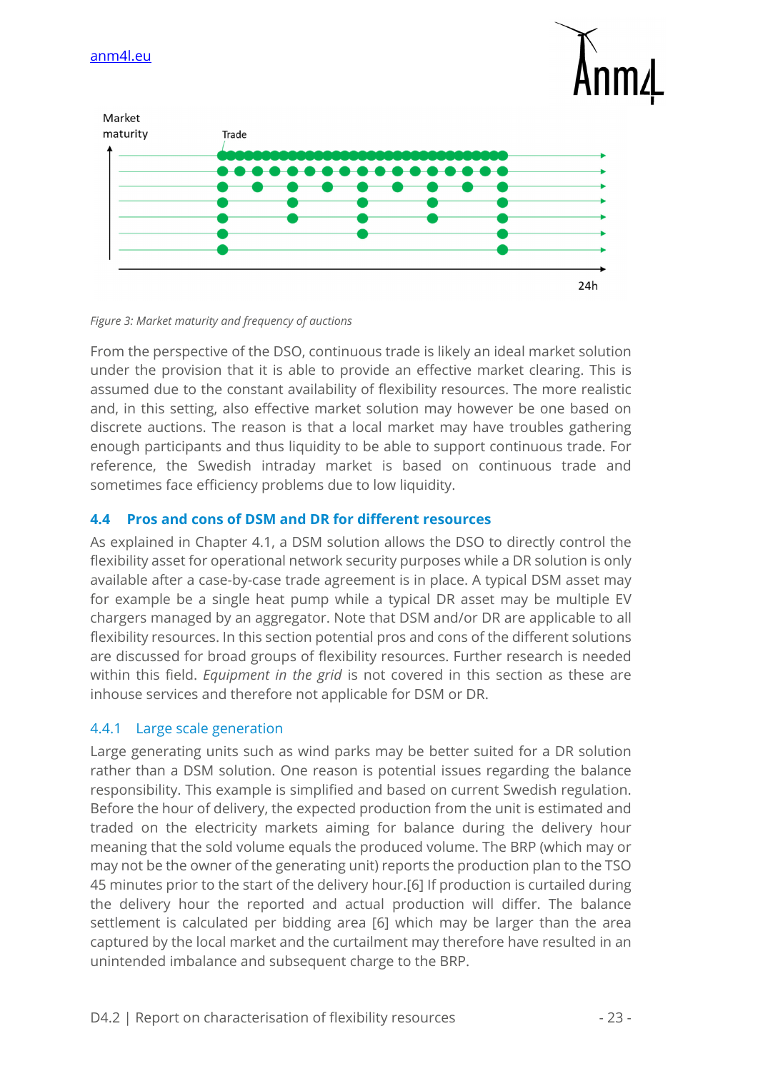Market maturity

Trade

24h

*Figure 3: Market maturity and frequency of auctions*

From the perspective of the DSO, continuous trade is likely an ideal market solution under the provision that it is able to provide an effective market clearing. This is assumed due to the constant availability of flexibility resources. The more realistic and, in this setting, also effective market solution may however be one based on discrete auctions. The reason is that a local market may have troubles gathering enough participants and thus liquidity to be able to support continuous trade. For reference, the Swedish intraday market is based on continuous trade and sometimes face efficiency problems due to low liquidity.

## 4.4 Pros and cons of DSM and DR for different resources

As explained in Chapter 4.1, a DSM solution allows the DSO to directly control the flexibility asset for operational network security purposes while a DR solution is only available after a case-by-case trade agreement is in place. A typical DSM asset may for example be a single heat pump while a typical DR asset may be multiple EV chargers managed by an aggregator. Note that DSM and/or DR are applicable to all flexibility resources. In this section potential pros and cons of the different solutions are discussed for broad groups of flexibility resources. Further research is needed within this field. *Equipment in the grid* is not covered in this section as these are inhouse services and therefore not applicable for DSM or DR.

### 4.4.1 Large scale generation

Large generating units such as wind parks may be better suited for a DR solution rather than a DSM solution. One reason is potential issues regarding the balance responsibility. This example is simplified and based on current Swedish regulation. Before the hour of delivery, the expected production from the unit is estimated and traded on the electricity markets aiming for balance during the delivery hour meaning that the sold volume equals the produced volume. The BRP (which may or may not be the owner of the generating unit) reports the production plan to the TSO 45 minutes prior to the start of the delivery hour.[6] If production is curtailed during the delivery hour the reported and actual production will differ. The balance settlement is calculated per bidding area [6] which may be larger than the area captured by the local market and the curtailment may therefore have resulted in an unintended imbalance and subsequent charge to the BRP.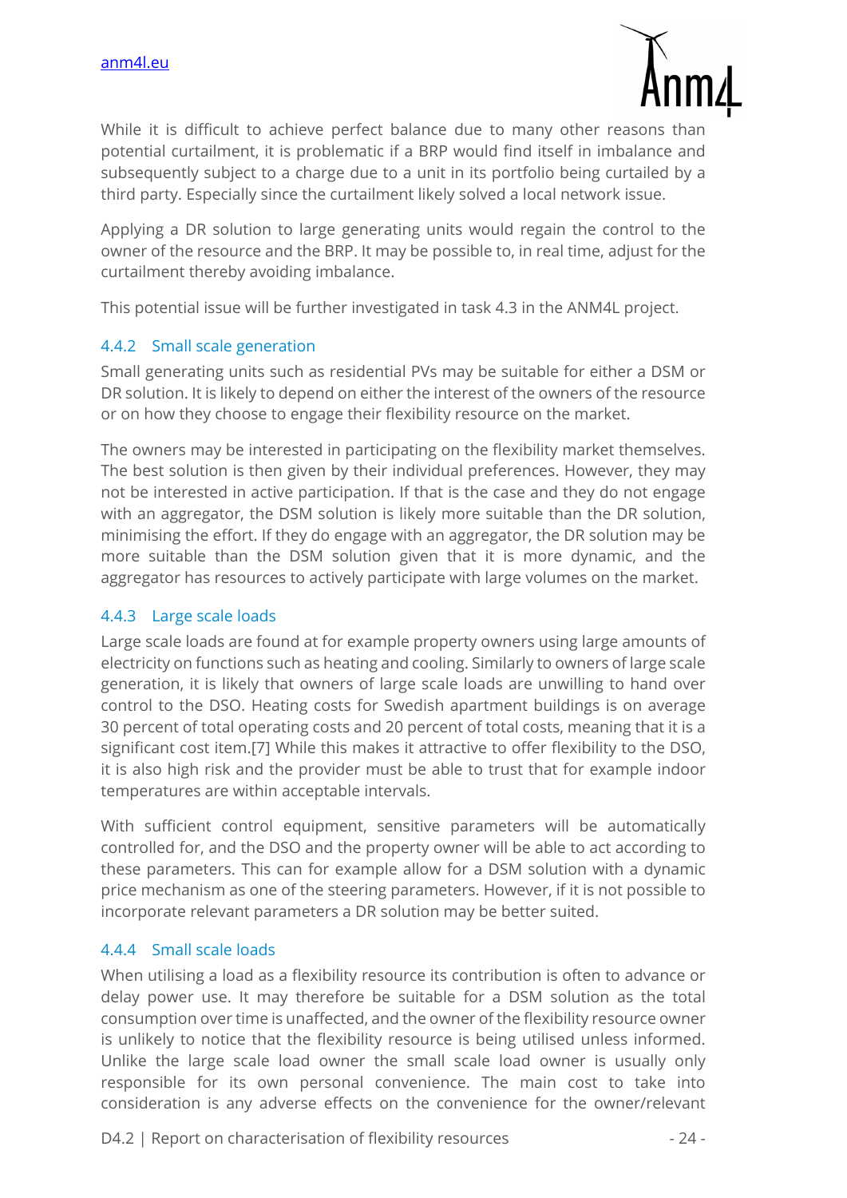While it is difficult to achieve perfect balance due to many other reasons than potential curtailment, it is problematic if a BRP would find itself in imbalance and subsequently subject to a charge due to a unit in its portfolio being curtailed by a third party. Especially since the curtailment likely solved a local network issue.

Applying a DR solution to large generating units would regain the control to the owner of the resource and the BRP. It may be possible to, in real time, adjust for the curtailment thereby avoiding imbalance.

This potential issue will be further investigated in task 4.3 in the ANM4L project.

### 4.4.2 Small scale generation

Small generating units such as residential PVs may be suitable for either a DSM or DR solution. It is likely to depend on either the interest of the owners of the resource or on how they choose to engage their flexibility resource on the market.

The owners may be interested in participating on the flexibility market themselves. The best solution is then given by their individual preferences. However, they may not be interested in active participation. If that is the case and they do not engage with an aggregator, the DSM solution is likely more suitable than the DR solution, minimising the effort. If they do engage with an aggregator, the DR solution may be more suitable than the DSM solution given that it is more dynamic, and the aggregator has resources to actively participate with large volumes on the market.

### 4.4.3 Large scale loads

Large scale loads are found at for example property owners using large amounts of electricity on functions such as heating and cooling. Similarly to owners of large scale generation, it is likely that owners of large scale loads are unwilling to hand over control to the DSO. Heating costs for Swedish apartment buildings is on average 30 percent of total operating costs and 20 percent of total costs, meaning that it is a significant cost item.[7] While this makes it attractive to offer flexibility to the DSO, it is also high risk and the provider must be able to trust that for example indoor temperatures are within acceptable intervals.

With sufficient control equipment, sensitive parameters will be automatically controlled for, and the DSO and the property owner will be able to act according to these parameters. This can for example allow for a DSM solution with a dynamic price mechanism as one of the steering parameters. However, if it is not possible to incorporate relevant parameters a DR solution may be better suited.

### 4.4.4 Small scale loads

When utilising a load as a flexibility resource its contribution is often to advance or delay power use. It may therefore be suitable for a DSM solution as the total consumption over time is unaffected, and the owner of the flexibility resource owner is unlikely to notice that the flexibility resource is being utilised unless informed. Unlike the large scale load owner the small scale load owner is usually only responsible for its own personal convenience. The main cost to take into consideration is any adverse effects on the convenience for the owner/relevant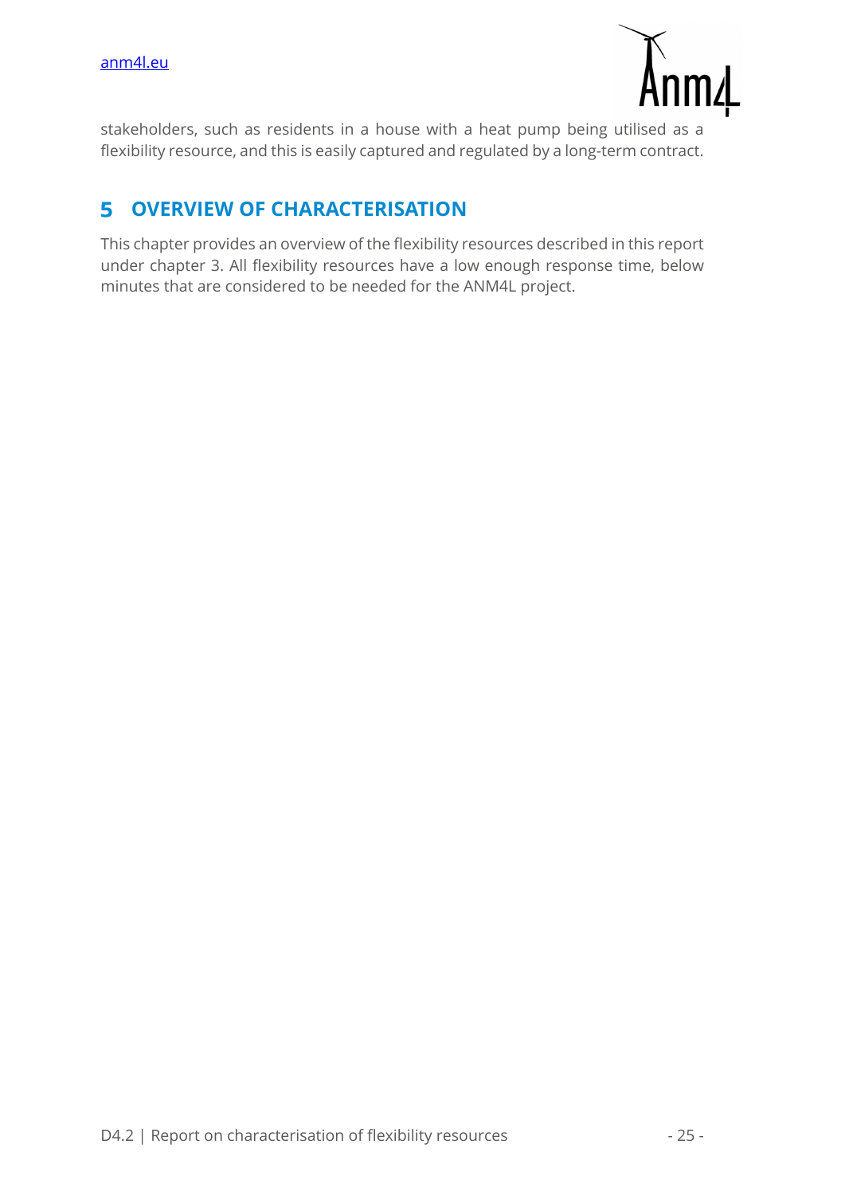stakeholders, such as residents in a house with a heat pump being utilised as a flexibility resource, and this is easily captured and regulated by a long-term contract.

# 5 OVERVIEW OF CHARACTERISATION

This chapter provides an overview of the flexibility resources described in this report under chapter 3. All flexibility resources have a low enough response time, below minutes that are considered to be needed for the ANM4L project.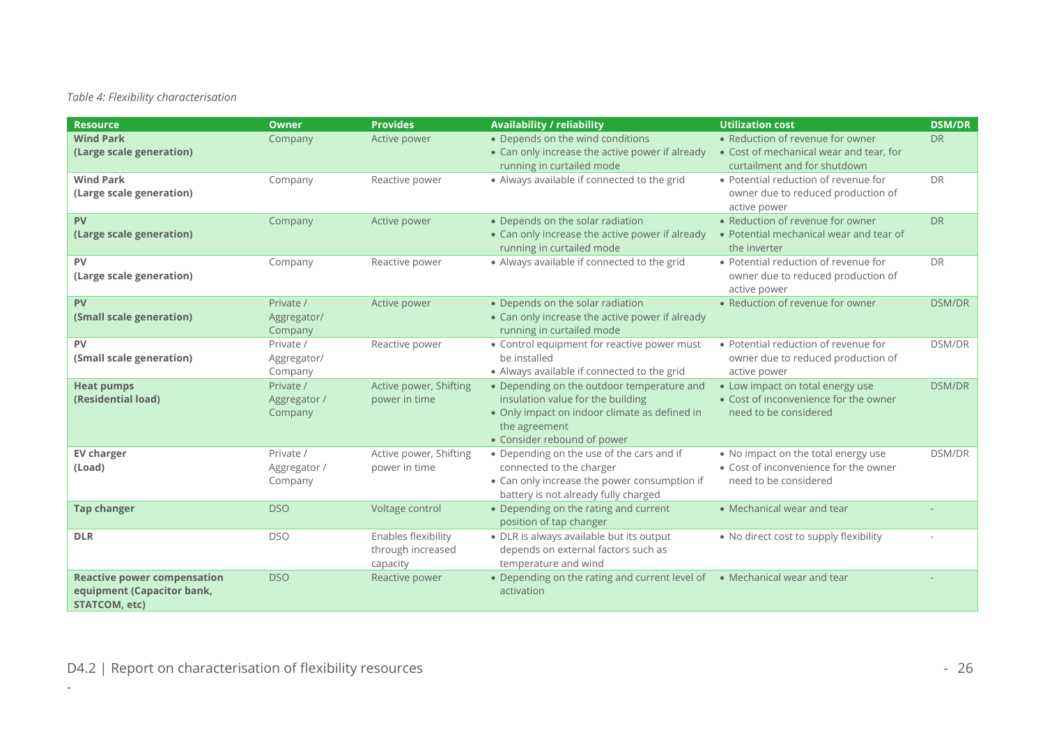*Table 4: Flexibility characterisation*

| Resource | Owner | Provides | Availability / reliability | Utilization cost | DSM/DR |
|---|---|---|---|---|---|
| **Wind Park (Large scale generation)** | Company | Active power | • Depends on the wind conditions<br>• Can only increase the active power if already running in curtailed mode | • Reduction of revenue for owner<br>• Cost of mechanical wear and tear, for curtailment and for shutdown | DR |
| **Wind Park (Large scale generation)** | Company | Reactive power | • Always available if connected to the grid | • Potential reduction of revenue for owner due to reduced production of active power | DR |
| **PV (Large scale generation)** | Company | Active power | • Depends on the solar radiation<br>• Can only increase the active power if already running in curtailed mode | • Reduction of revenue for owner<br>• Potential mechanical wear and tear of the inverter | DR |
| **PV (Large scale generation)** | Company | Reactive power | • Always available if connected to the grid | • Potential reduction of revenue for owner due to reduced production of active power | DR |
| **PV (Small scale generation)** | Private / Aggregator/ Company | Active power | • Depends on the solar radiation<br>• Can only increase the active power if already running in curtailed mode | • Reduction of revenue for owner | DSM/DR |
| **PV (Small scale generation)** | Private / Aggregator/ Company | Reactive power | • Control equipment for reactive power must be installed<br>• Always available if connected to the grid | • Potential reduction of revenue for owner due to reduced production of active power | DSM/DR |
| **Heat pumps (Residential load)** | Private / Aggregator / Company | Active power, Shifting power in time | • Depending on the outdoor temperature and insulation value for the building<br>• Only impact on indoor climate as defined in the agreement<br>• Consider rebound of power | • Low impact on total energy use<br>• Cost of inconvenience for the owner need to be considered | DSM/DR |
| **EV charger (Load)** | Private / Aggregator / Company | Active power, Shifting power in time | • Depending on the use of the cars and if connected to the charger<br>• Can only increase the power consumption if battery is not already fully charged | • No impact on the total energy use<br>• Cost of inconvenience for the owner need to be considered | DSM/DR |
| **Tap changer** | DSO | Voltage control | • Depending on the rating and current position of tap changer | • Mechanical wear and tear | - |
| **DLR** | DSO | Enables flexibility through increased capacity | • DLR is always available but its output depends on external factors such as temperature and wind | • No direct cost to supply flexibility | - |
| **Reactive power compensation equipment (Capacitor bank, STATCOM, etc)** | DSO | Reactive power | • Depending on the rating and current level of activation | • Mechanical wear and tear | - |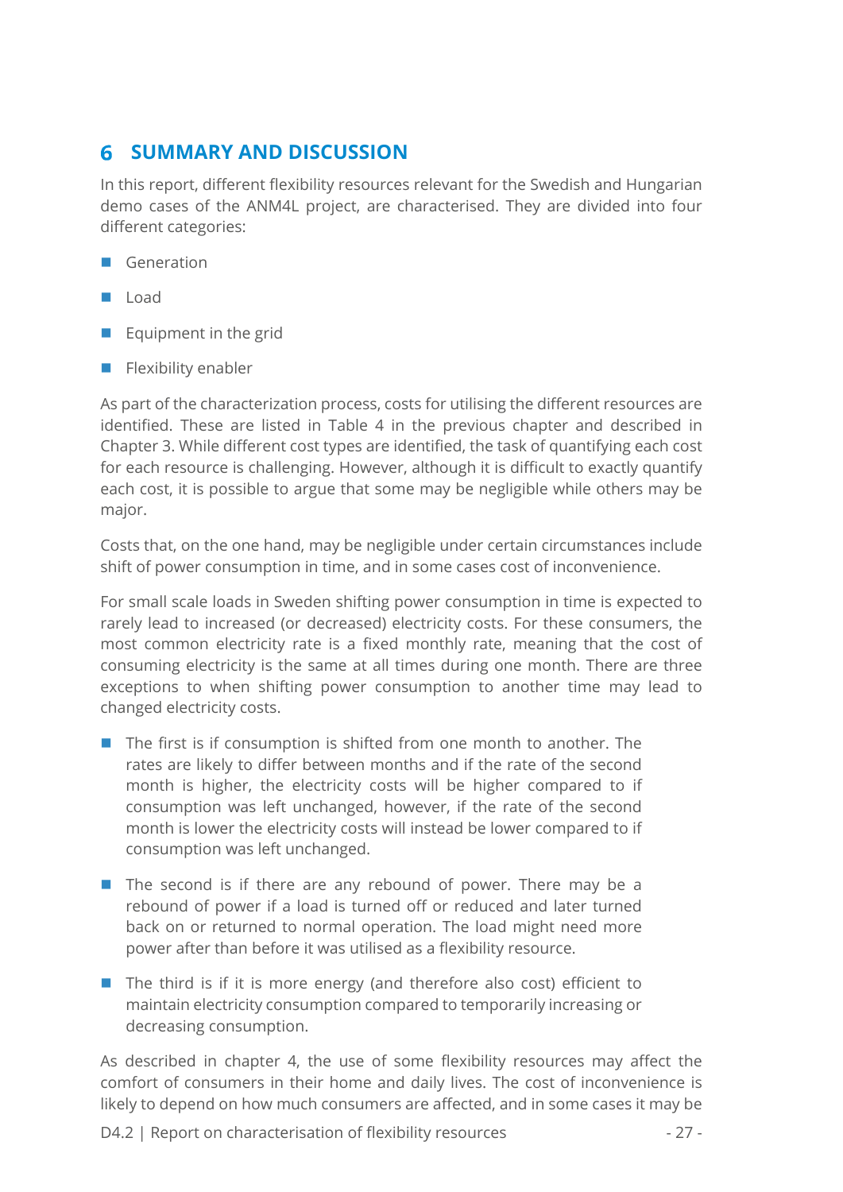# 6 SUMMARY AND DISCUSSION

In this report, different flexibility resources relevant for the Swedish and Hungarian demo cases of the ANM4L project, are characterised. They are divided into four different categories:

- Generation
- Load
- Equipment in the grid
- Flexibility enabler

As part of the characterization process, costs for utilising the different resources are identified. These are listed in Table 4 in the previous chapter and described in Chapter 3. While different cost types are identified, the task of quantifying each cost for each resource is challenging. However, although it is difficult to exactly quantify each cost, it is possible to argue that some may be negligible while others may be major.

Costs that, on the one hand, may be negligible under certain circumstances include shift of power consumption in time, and in some cases cost of inconvenience.

For small scale loads in Sweden shifting power consumption in time is expected to rarely lead to increased (or decreased) electricity costs. For these consumers, the most common electricity rate is a fixed monthly rate, meaning that the cost of consuming electricity is the same at all times during one month. There are three exceptions to when shifting power consumption to another time may lead to changed electricity costs.

- The first is if consumption is shifted from one month to another. The rates are likely to differ between months and if the rate of the second month is higher, the electricity costs will be higher compared to if consumption was left unchanged, however, if the rate of the second month is lower the electricity costs will instead be lower compared to if consumption was left unchanged.
- The second is if there are any rebound of power. There may be a rebound of power if a load is turned off or reduced and later turned back on or returned to normal operation. The load might need more power after than before it was utilised as a flexibility resource.
- The third is if it is more energy (and therefore also cost) efficient to maintain electricity consumption compared to temporarily increasing or decreasing consumption.

As described in chapter 4, the use of some flexibility resources may affect the comfort of consumers in their home and daily lives. The cost of inconvenience is likely to depend on how much consumers are affected, and in some cases it may be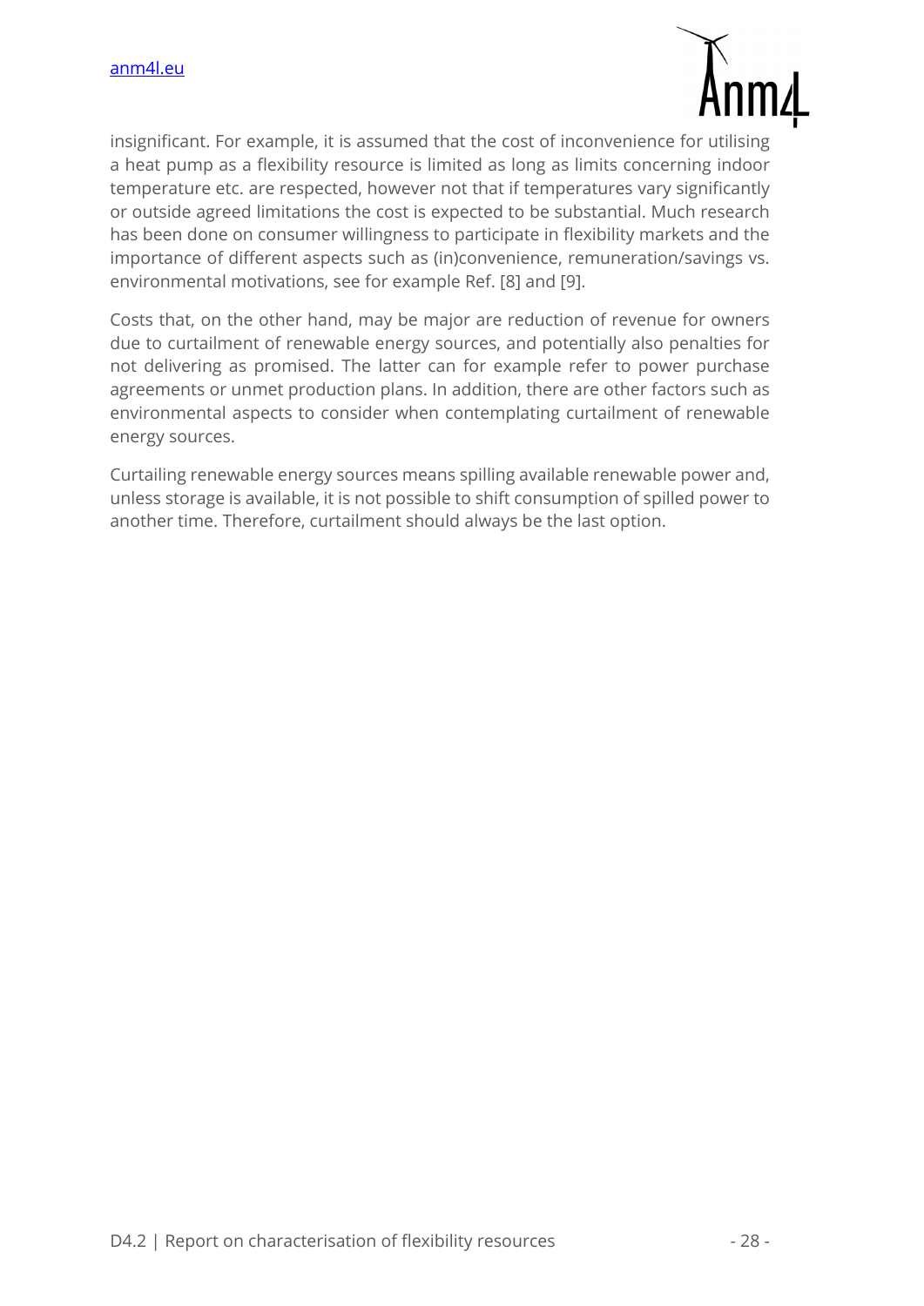insignificant. For example, it is assumed that the cost of inconvenience for utilising a heat pump as a flexibility resource is limited as long as limits concerning indoor temperature etc. are respected, however not that if temperatures vary significantly or outside agreed limitations the cost is expected to be substantial. Much research has been done on consumer willingness to participate in flexibility markets and the importance of different aspects such as (in)convenience, remuneration/savings vs. environmental motivations, see for example Ref. [8] and [9].

Costs that, on the other hand, may be major are reduction of revenue for owners due to curtailment of renewable energy sources, and potentially also penalties for not delivering as promised. The latter can for example refer to power purchase agreements or unmet production plans. In addition, there are other factors such as environmental aspects to consider when contemplating curtailment of renewable energy sources.

Curtailing renewable energy sources means spilling available renewable power and, unless storage is available, it is not possible to shift consumption of spilled power to another time. Therefore, curtailment should always be the last option.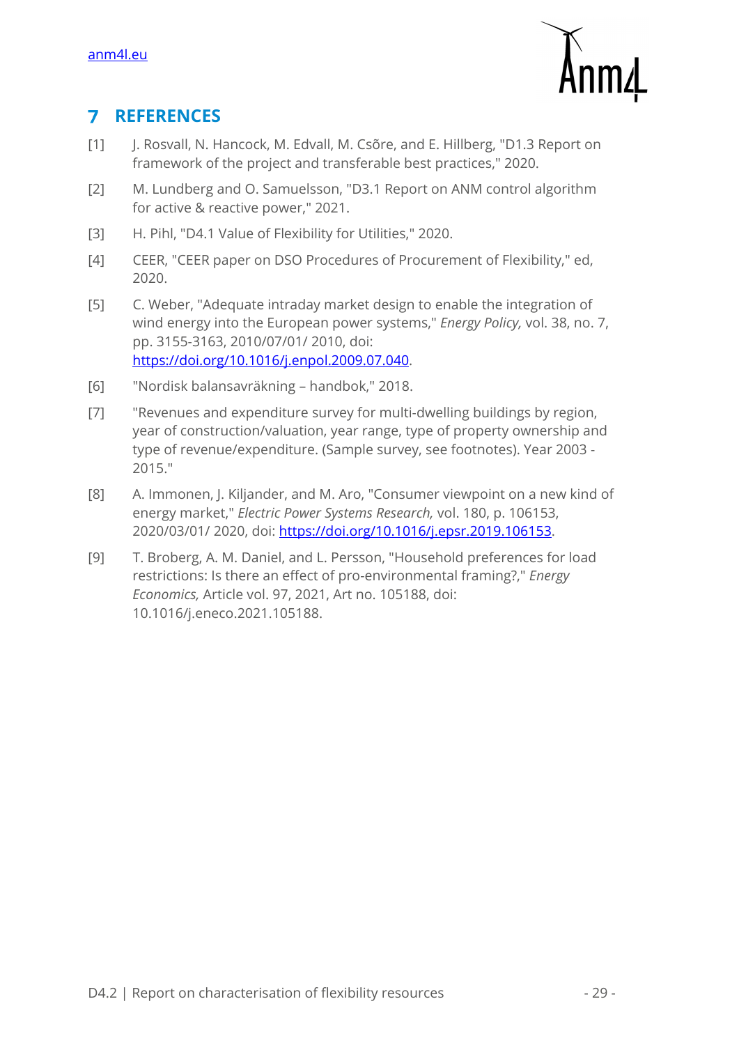# 7 REFERENCES

[1] J. Rosvall, N. Hancock, M. Edvall, M. Csõre, and E. Hillberg, "D1.3 Report on framework of the project and transferable best practices," 2020.

[2] M. Lundberg and O. Samuelsson, "D3.1 Report on ANM control algorithm for active & reactive power," 2021.

[3] H. Pihl, "D4.1 Value of Flexibility for Utilities," 2020.

[4] CEER, "CEER paper on DSO Procedures of Procurement of Flexibility," ed, 2020.

[5] C. Weber, "Adequate intraday market design to enable the integration of wind energy into the European power systems," *Energy Policy,* vol. 38, no. 7, pp. 3155-3163, 2010/07/01/ 2010, doi: https://doi.org/10.1016/j.enpol.2009.07.040.

[6] "Nordisk balansavräkning – handbok," 2018.

[7] "Revenues and expenditure survey for multi-dwelling buildings by region, year of construction/valuation, year range, type of property ownership and type of revenue/expenditure. (Sample survey, see footnotes). Year 2003 - 2015."

[8] A. Immonen, J. Kiljander, and M. Aro, "Consumer viewpoint on a new kind of energy market," *Electric Power Systems Research,* vol. 180, p. 106153, 2020/03/01/ 2020, doi: https://doi.org/10.1016/j.epsr.2019.106153.

[9] T. Broberg, A. M. Daniel, and L. Persson, "Household preferences for load restrictions: Is there an effect of pro-environmental framing?," *Energy Economics,* Article vol. 97, 2021, Art no. 105188, doi: 10.1016/j.eneco.2021.105188.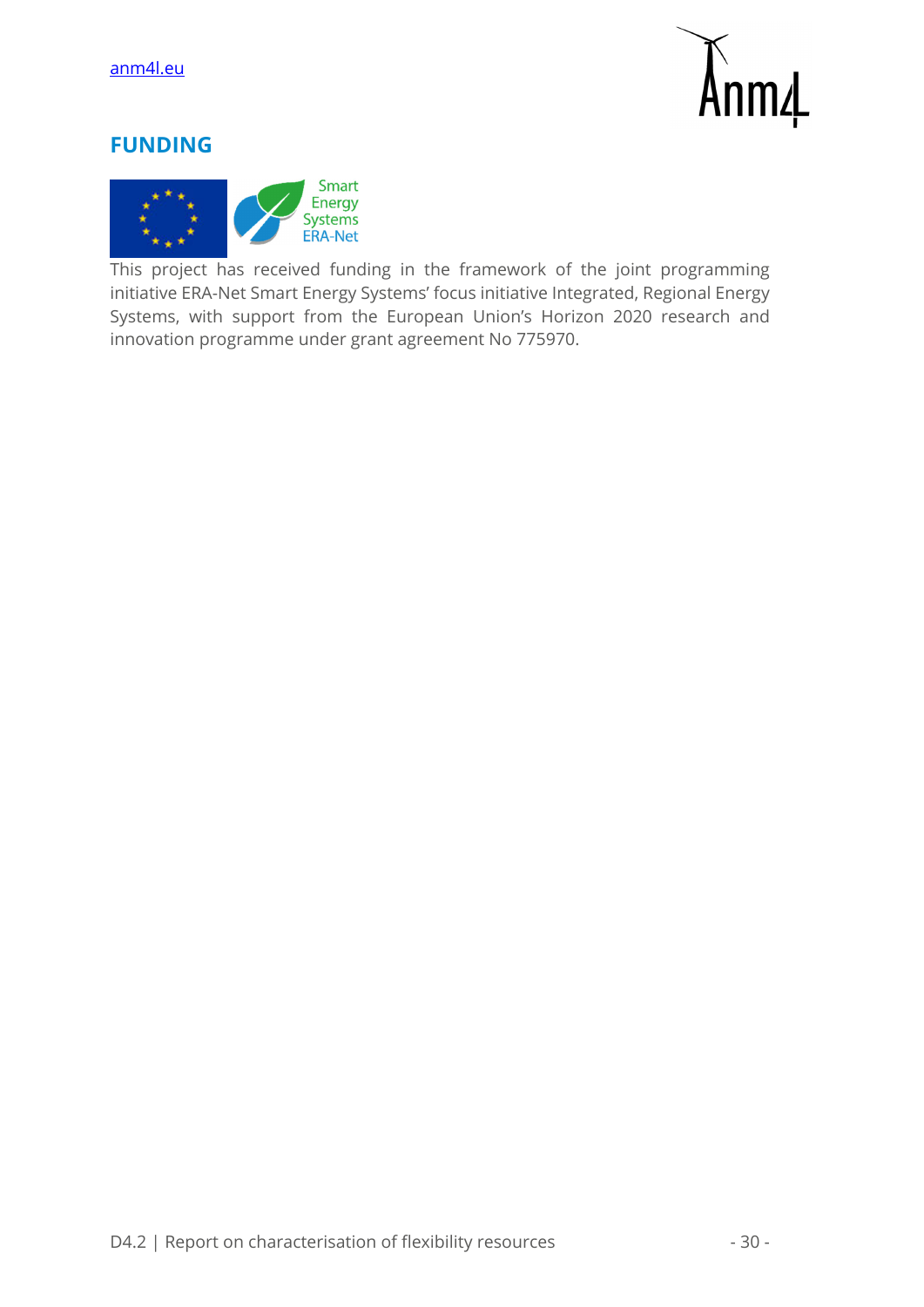## FUNDING

This project has received funding in the framework of the joint programming initiative ERA-Net Smart Energy Systems' focus initiative Integrated, Regional Energy Systems, with support from the European Union's Horizon 2020 research and innovation programme under grant agreement No 775970.